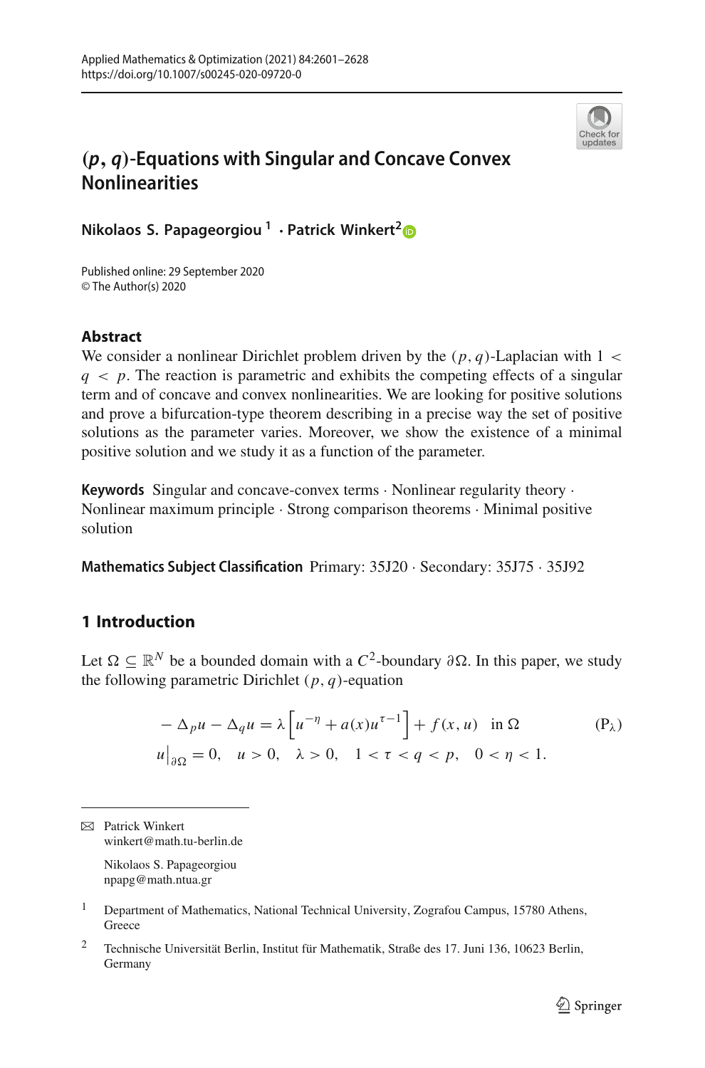# $(p, q)$-Equations with Singular and Concave Convex Nonlinearities

**Nikolaos S. Papageorgiou**[1] **· Patrick Winkert**[2]

Published online: 29 September 2020
© The Author(s) 2020

## Abstract

We consider a nonlinear Dirichlet problem driven by the $(p, q)$-Laplacian with $1 < q < p$. The reaction is parametric and exhibits the competing effects of a singular term and of concave and convex nonlinearities. We are looking for positive solutions and prove a bifurcation-type theorem describing in a precise way the set of positive solutions as the parameter varies. Moreover, we show the existence of a minimal positive solution and we study it as a function of the parameter.

**Keywords** Singular and concave-convex terms · Nonlinear regularity theory · Nonlinear maximum principle · Strong comparison theorems · Minimal positive solution

**Mathematics Subject Classification** Primary: 35J20 · Secondary: 35J75 · 35J92

## 1 Introduction

Let $\Omega \subseteq \mathbb{R}^N$ be a bounded domain with a $C^2$-boundary $\partial\Omega$. In this paper, we study the following parametric Dirichlet $(p, q)$-equation

$$
\begin{aligned}
&-\Delta_p u - \Delta_q u = \lambda \left[ u^{-\eta} + a(x) u^{\tau - 1} \right] + f(x, u) \quad \text{in } \Omega \\
&u\big|_{\partial\Omega} = 0, \quad u > 0, \quad \lambda > 0, \quad 1 < \tau < q < p, \quad 0 < \eta < 1.
\end{aligned}
\tag{P$_\lambda$}
$$

---

✉ Patrick Winkert
winkert@math.tu-berlin.de

Nikolaos S. Papageorgiou
npapg@math.ntua.gr

[1] Department of Mathematics, National Technical University, Zografou Campus, 15780 Athens, Greece

[2] Technische Universität Berlin, Institut für Mathematik, Straße des 17. Juni 136, 10623 Berlin, Germany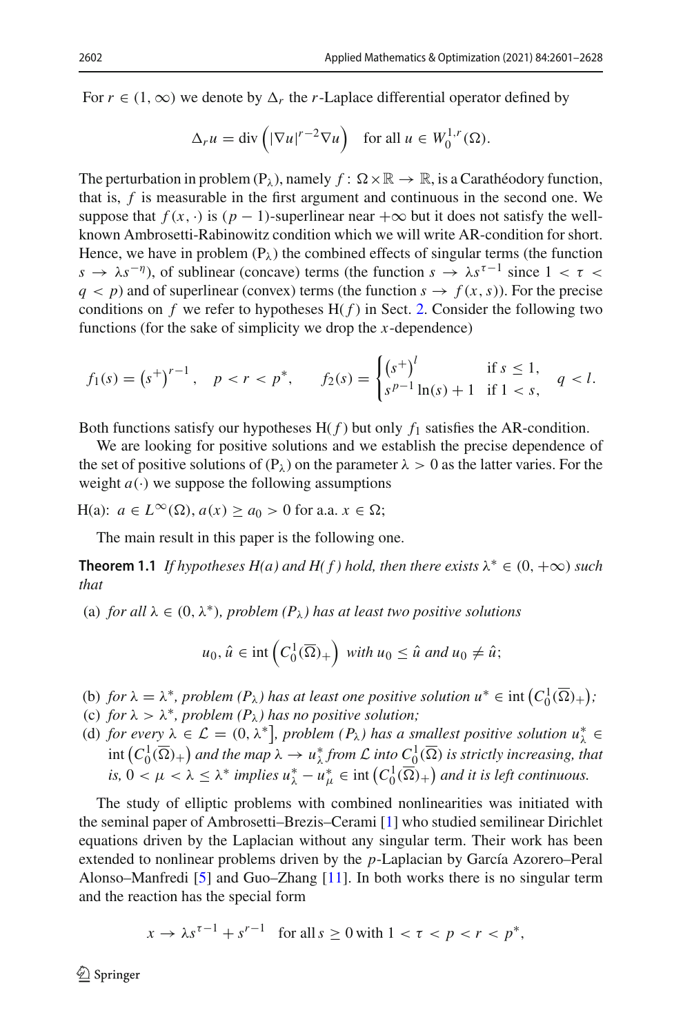For $r \in (1, \infty)$ we denote by $\Delta_r$ the $r$-Laplace differential operator defined by

$$\Delta_r u = \operatorname{div}\left(|\nabla u|^{r-2}\nabla u\right) \quad \text{for all } u \in W_0^{1,r}(\Omega).$$

The perturbation in problem ($P_\lambda$), namely $f : \Omega \times \mathbb{R} \to \mathbb{R}$, is a Carathéodory function, that is, $f$ is measurable in the first argument and continuous in the second one. We suppose that $f(x, \cdot)$ is $(p-1)$-superlinear near $+\infty$ but it does not satisfy the well-known Ambrosetti-Rabinowitz condition which we will write AR-condition for short. Hence, we have in problem ($P_\lambda$) the combined effects of singular terms (the function $s \to \lambda s^{-\eta}$), of sublinear (concave) terms (the function $s \to \lambda s^{\tau-1}$ since $1 < \tau < q < p$) and of superlinear (convex) terms (the function $s \to f(x, s)$). For the precise conditions on $f$ we refer to hypotheses H($f$) in Sect. 2. Consider the following two functions (for the sake of simplicity we drop the $x$-dependence)

$$f_1(s) = \left(s^+\right)^{r-1}, \quad p < r < p^*, \qquad f_2(s) = \begin{cases} \left(s^+\right)^l & \text{if } s \leq 1, \\ s^{p-1}\ln(s) + 1 & \text{if } 1 < s, \end{cases} \quad q < l.$$

Both functions satisfy our hypotheses H($f$) but only $f_1$ satisfies the AR-condition.

We are looking for positive solutions and we establish the precise dependence of the set of positive solutions of ($P_\lambda$) on the parameter $\lambda > 0$ as the latter varies. For the weight $a(\cdot)$ we suppose the following assumptions

H(a): $a \in L^\infty(\Omega)$, $a(x) \geq a_0 > 0$ for a.a. $x \in \Omega$;

The main result in this paper is the following one.

**Theorem 1.1** *If hypotheses H(a) and H(f) hold, then there exists $\lambda^* \in (0, +\infty)$ such that*

(a) *for all $\lambda \in (0, \lambda^*)$, problem ($P_\lambda$) has at least two positive solutions*

$$u_0, \hat{u} \in \operatorname{int}\left(C_0^1(\overline{\Omega})_+\right) \text{ with } u_0 \leq \hat{u} \text{ and } u_0 \neq \hat{u};$$

(b) *for $\lambda = \lambda^*$, problem ($P_\lambda$) has at least one positive solution $u^* \in \operatorname{int}\left(C_0^1(\overline{\Omega})_+\right)$;*

(c) *for $\lambda > \lambda^*$, problem ($P_\lambda$) has no positive solution;*

(d) *for every $\lambda \in \mathcal{L} = (0, \lambda^*]$, problem ($P_\lambda$) has a smallest positive solution $u_\lambda^* \in \operatorname{int}\left(C_0^1(\overline{\Omega})_+\right)$ and the map $\lambda \to u_\lambda^*$ from $\mathcal{L}$ into $C_0^1(\overline{\Omega})$ is strictly increasing, that is, $0 < \mu < \lambda \leq \lambda^*$ implies $u_\lambda^* - u_\mu^* \in \operatorname{int}\left(C_0^1(\overline{\Omega})_+\right)$ and it is left continuous.*

The study of elliptic problems with combined nonlinearities was initiated with the seminal paper of Ambrosetti–Brezis–Cerami [1] who studied semilinear Dirichlet equations driven by the Laplacian without any singular term. Their work has been extended to nonlinear problems driven by the $p$-Laplacian by García Azorero–Peral Alonso–Manfredi [5] and Guo–Zhang [11]. In both works there is no singular term and the reaction has the special form

$$x \to \lambda s^{\tau-1} + s^{r-1} \quad \text{for all } s \geq 0 \text{ with } 1 < \tau < p < r < p^*,$$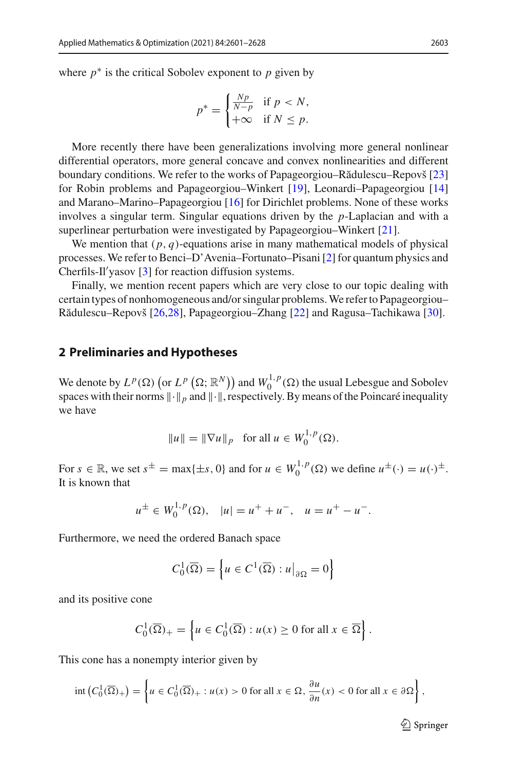where $p^*$ is the critical Sobolev exponent to $p$ given by

$$p^* = \begin{cases} \frac{Np}{N-p} & \text{if } p < N, \\ +\infty & \text{if } N \le p. \end{cases}$$

More recently there have been generalizations involving more general nonlinear differential operators, more general concave and convex nonlinearities and different boundary conditions. We refer to the works of Papageorgiou–Rădulescu–Repovš [23] for Robin problems and Papageorgiou–Winkert [19], Leonardi–Papageorgiou [14] and Marano–Marino–Papageorgiou [16] for Dirichlet problems. None of these works involves a singular term. Singular equations driven by the $p$-Laplacian and with a superlinear perturbation were investigated by Papageorgiou–Winkert [21].

We mention that $(p, q)$-equations arise in many mathematical models of physical processes. We refer to Benci–D'Avenia–Fortunato–Pisani [2] for quantum physics and Cherfils-Il′yasov [3] for reaction diffusion systems.

Finally, we mention recent papers which are very close to our topic dealing with certain types of nonhomogeneous and/or singular problems. We refer to Papageorgiou–Rădulescu–Repovš [26,28], Papageorgiou–Zhang [22] and Ragusa–Tachikawa [30].

## 2 Preliminaries and Hypotheses

We denote by $L^p(\Omega)$ $\left(\text{or } L^p\left(\Omega; \mathbb{R}^N\right)\right)$ and $W_0^{1,p}(\Omega)$ the usual Lebesgue and Sobolev spaces with their norms $\|\cdot\|_p$ and $\|\cdot\|$, respectively. By means of the Poincaré inequality we have

$$\|u\| = \|\nabla u\|_p \quad \text{for all } u \in W_0^{1,p}(\Omega).$$

For $s \in \mathbb{R}$, we set $s^\pm = \max\{\pm s, 0\}$ and for $u \in W_0^{1,p}(\Omega)$ we define $u^\pm(\cdot) = u(\cdot)^\pm$. It is known that

$$u^\pm \in W_0^{1,p}(\Omega), \quad |u| = u^+ + u^-, \quad u = u^+ - u^-.$$

Furthermore, we need the ordered Banach space

$$C_0^1(\overline{\Omega}) = \left\{ u \in C^1(\overline{\Omega}) : u\big|_{\partial\Omega} = 0 \right\}$$

and its positive cone

$$C_0^1(\overline{\Omega})_+ = \left\{ u \in C_0^1(\overline{\Omega}) : u(x) \ge 0 \text{ for all } x \in \overline{\Omega} \right\}.$$

This cone has a nonempty interior given by

$$\operatorname{int}\left(C_0^1(\overline{\Omega})_+\right) = \left\{ u \in C_0^1(\overline{\Omega})_+ : u(x) > 0 \text{ for all } x \in \Omega,\, \frac{\partial u}{\partial n}(x) < 0 \text{ for all } x \in \partial\Omega \right\},$$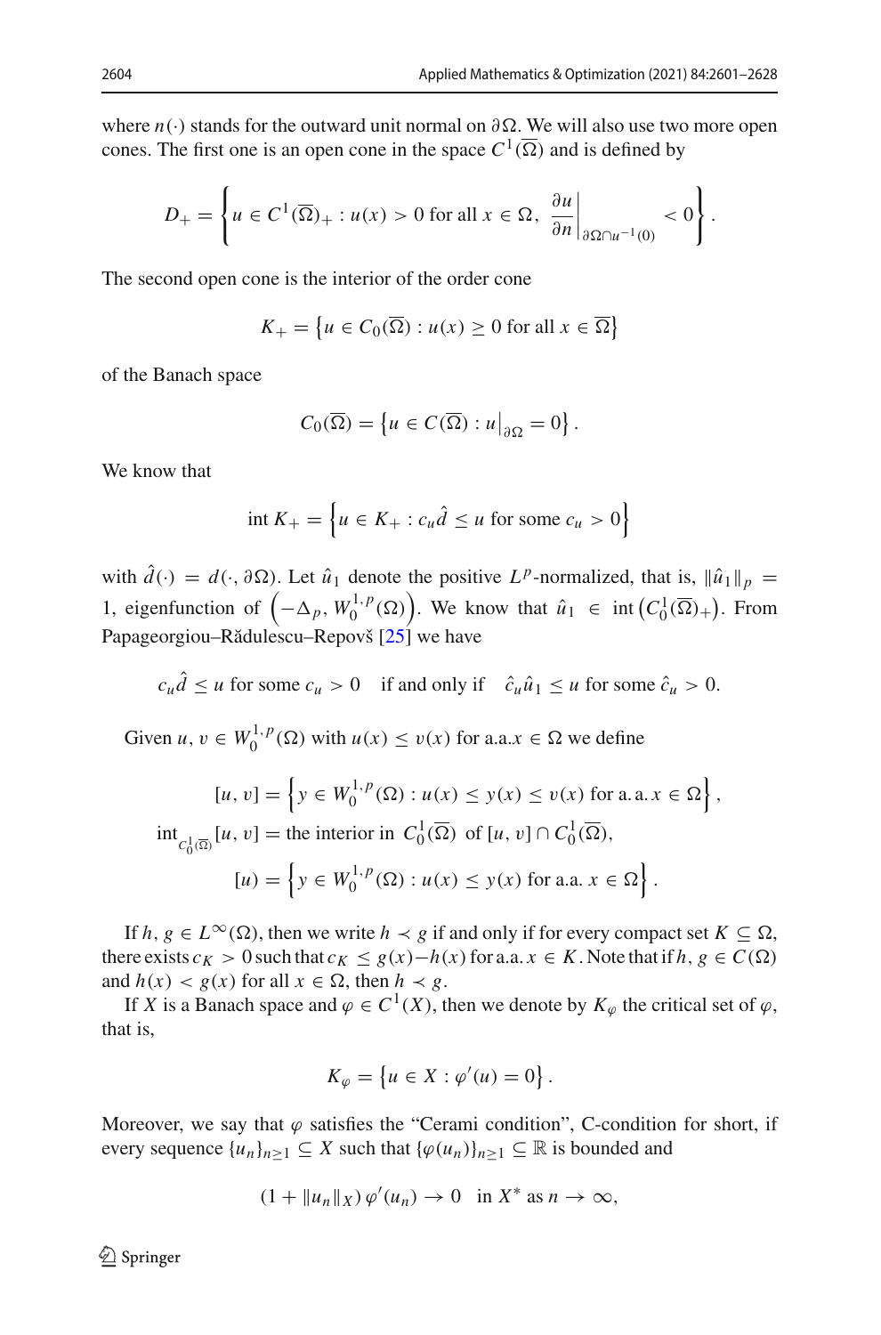where $n(\cdot)$ stands for the outward unit normal on $\partial\Omega$. We will also use two more open cones. The first one is an open cone in the space $C^1(\overline{\Omega})$ and is defined by

$$D_+ = \left\{ u \in C^1(\overline{\Omega})_+ : u(x) > 0 \text{ for all } x \in \Omega,\ \frac{\partial u}{\partial n}\bigg|_{\partial\Omega \cap u^{-1}(0)} < 0 \right\}.$$

The second open cone is the interior of the order cone

$$K_+ = \left\{ u \in C_0(\overline{\Omega}) : u(x) \geq 0 \text{ for all } x \in \overline{\Omega} \right\}$$

of the Banach space

$$C_0(\overline{\Omega}) = \left\{ u \in C(\overline{\Omega}) : u\big|_{\partial\Omega} = 0 \right\}.$$

We know that

$$\operatorname{int} K_+ = \left\{ u \in K_+ : c_u \hat{d} \leq u \text{ for some } c_u > 0 \right\}$$

with $\hat{d}(\cdot) = d(\cdot, \partial\Omega)$. Let $\hat{u}_1$ denote the positive $L^p$-normalized, that is, $\|\hat{u}_1\|_p = 1$, eigenfunction of $\left(-\Delta_p, W_0^{1,p}(\Omega)\right)$. We know that $\hat{u}_1 \in \operatorname{int}\left(C_0^1(\overline{\Omega})_+\right)$. From Papageorgiou–Rădulescu–Repovš [25] we have

$$c_u \hat{d} \leq u \text{ for some } c_u > 0 \quad \text{if and only if} \quad \hat{c}_u \hat{u}_1 \leq u \text{ for some } \hat{c}_u > 0.$$

Given $u, v \in W_0^{1,p}(\Omega)$ with $u(x) \leq v(x)$ for a.a.$x \in \Omega$ we define

$$[u, v] = \left\{ y \in W_0^{1,p}(\Omega) : u(x) \leq y(x) \leq v(x) \text{ for a.a. } x \in \Omega \right\},$$

$$\operatorname{int}_{C_0^1(\overline{\Omega})}[u, v] = \text{the interior in } C_0^1(\overline{\Omega}) \text{ of } [u, v] \cap C_0^1(\overline{\Omega}),$$

$$[u) = \left\{ y \in W_0^{1,p}(\Omega) : u(x) \leq y(x) \text{ for a.a. } x \in \Omega \right\}.$$

If $h, g \in L^\infty(\Omega)$, then we write $h \prec g$ if and only if for every compact set $K \subseteq \Omega$, there exists $c_K > 0$ such that $c_K \leq g(x) - h(x)$ for a.a. $x \in K$. Note that if $h, g \in C(\Omega)$ and $h(x) < g(x)$ for all $x \in \Omega$, then $h \prec g$.

If $X$ is a Banach space and $\varphi \in C^1(X)$, then we denote by $K_\varphi$ the critical set of $\varphi$, that is,

$$K_\varphi = \left\{ u \in X : \varphi'(u) = 0 \right\}.$$

Moreover, we say that $\varphi$ satisfies the "Cerami condition", C-condition for short, if every sequence $\{u_n\}_{n\geq 1} \subseteq X$ such that $\{\varphi(u_n)\}_{n\geq 1} \subseteq \mathbb{R}$ is bounded and

$$(1 + \|u_n\|_X)\, \varphi'(u_n) \to 0 \quad \text{in } X^* \text{ as } n \to \infty,$$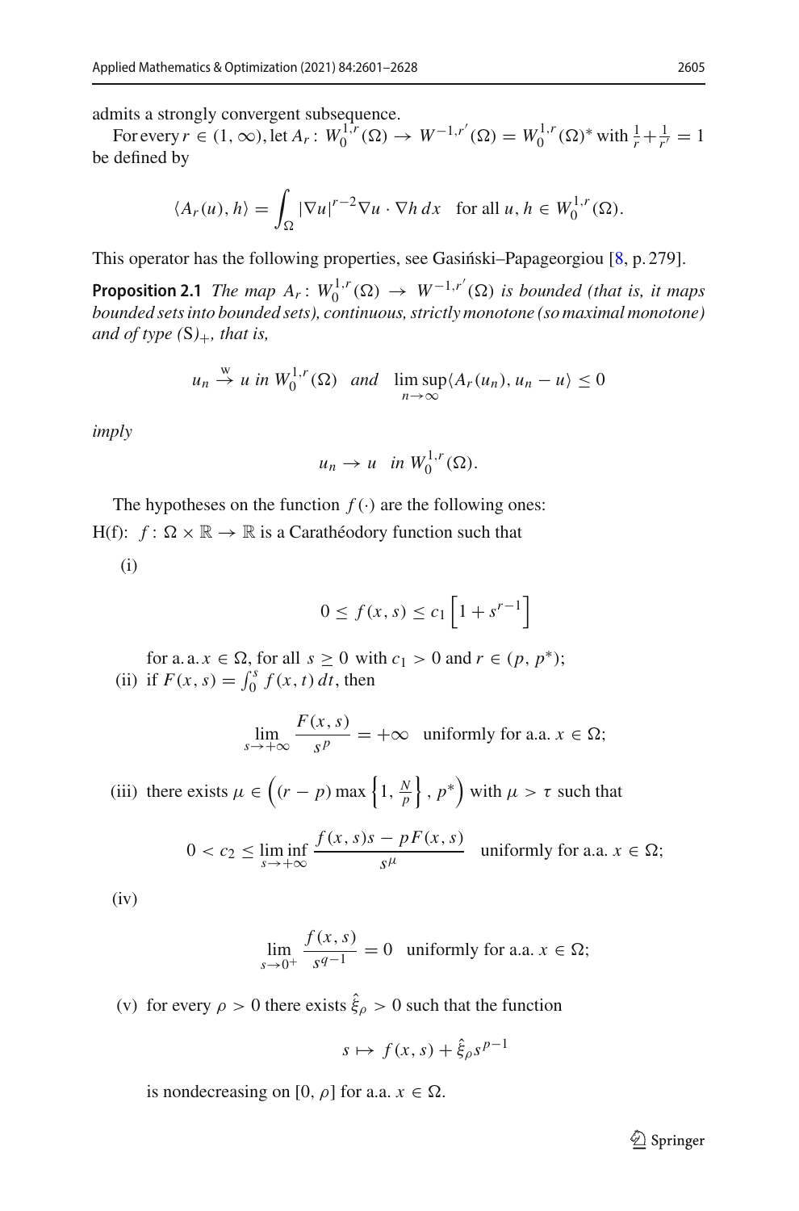admits a strongly convergent subsequence.

For every $r \in (1, \infty)$, let $A_r \colon W_0^{1,r}(\Omega) \to W^{-1,r'}(\Omega) = W_0^{1,r}(\Omega)^*$ with $\frac{1}{r} + \frac{1}{r'} = 1$ be defined by

$$\langle A_r(u), h \rangle = \int_\Omega |\nabla u|^{r-2} \nabla u \cdot \nabla h \, dx \quad \text{for all } u, h \in W_0^{1,r}(\Omega).$$

This operator has the following properties, see Gasiński–Papageorgiou [8, p. 279].

**Proposition 2.1** *The map $A_r \colon W_0^{1,r}(\Omega) \to W^{-1,r'}(\Omega)$ is bounded (that is, it maps bounded sets into bounded sets), continuous, strictly monotone (so maximal monotone) and of type $(\mathrm{S})_+$, that is,*

$$u_n \overset{\mathrm{w}}{\to} u \text{ in } W_0^{1,r}(\Omega) \quad \text{and} \quad \limsup_{n \to \infty} \langle A_r(u_n), u_n - u \rangle \le 0$$

*imply*

$$u_n \to u \quad \text{in } W_0^{1,r}(\Omega).$$

The hypotheses on the function $f(\cdot)$ are the following ones:

H(f): $f \colon \Omega \times \mathbb{R} \to \mathbb{R}$ is a Carathéodory function such that

(i)
$$0 \le f(x, s) \le c_1 \left[ 1 + s^{r-1} \right]$$
for a. a. $x \in \Omega$, for all $s \ge 0$ with $c_1 > 0$ and $r \in (p, p^*)$;

(ii) if $F(x, s) = \int_0^s f(x, t) \, dt$, then
$$\lim_{s \to +\infty} \frac{F(x, s)}{s^p} = +\infty \quad \text{uniformly for a.a. } x \in \Omega;$$

(iii) there exists $\mu \in \left( (r - p) \max \left\{ 1, \frac{N}{p} \right\}, p^* \right)$ with $\mu > \tau$ such that
$$0 < c_2 \le \liminf_{s \to +\infty} \frac{f(x, s)s - pF(x, s)}{s^\mu} \quad \text{uniformly for a.a. } x \in \Omega;$$

(iv)
$$\lim_{s \to 0^+} \frac{f(x, s)}{s^{q-1}} = 0 \quad \text{uniformly for a.a. } x \in \Omega;$$

(v) for every $\rho > 0$ there exists $\hat{\xi}_\rho > 0$ such that the function
$$s \mapsto f(x, s) + \hat{\xi}_\rho s^{p-1}$$
is nondecreasing on $[0, \rho]$ for a.a. $x \in \Omega$.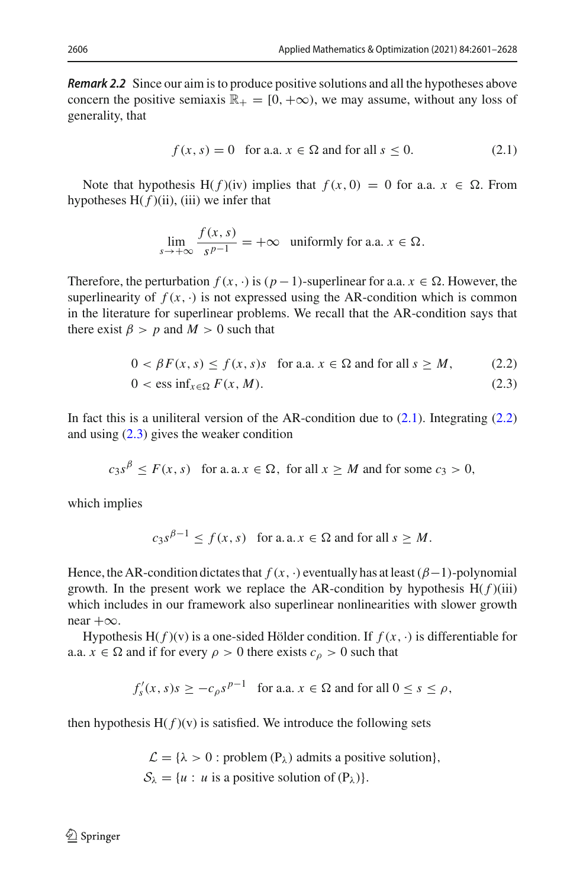***Remark 2.2*** Since our aim is to produce positive solutions and all the hypotheses above concern the positive semiaxis $\mathbb{R}_+ = [0, +\infty)$, we may assume, without any loss of generality, that

$$f(x, s) = 0 \quad \text{for a.a. } x \in \Omega \text{ and for all } s \leq 0. \tag{2.1}$$

Note that hypothesis H($f$)(iv) implies that $f(x, 0) = 0$ for a.a. $x \in \Omega$. From hypotheses H($f$)(ii), (iii) we infer that

$$\lim_{s \to +\infty} \frac{f(x, s)}{s^{p-1}} = +\infty \quad \text{uniformly for a.a. } x \in \Omega.$$

Therefore, the perturbation $f(x, \cdot)$ is $(p-1)$-superlinear for a.a. $x \in \Omega$. However, the superlinearity of $f(x, \cdot)$ is not expressed using the AR-condition which is common in the literature for superlinear problems. We recall that the AR-condition says that there exist $\beta > p$ and $M > 0$ such that

$$0 < \beta F(x, s) \leq f(x, s)s \quad \text{for a.a. } x \in \Omega \text{ and for all } s \geq M, \tag{2.2}$$

$$0 < \operatorname{ess\,inf}_{x \in \Omega} F(x, M). \tag{2.3}$$

In fact this is a unilateral version of the AR-condition due to (2.1). Integrating (2.2) and using (2.3) gives the weaker condition

$$c_3 s^\beta \leq F(x, s) \quad \text{for a. a. } x \in \Omega, \text{ for all } x \geq M \text{ and for some } c_3 > 0,$$

which implies

$$c_3 s^{\beta - 1} \leq f(x, s) \quad \text{for a. a. } x \in \Omega \text{ and for all } s \geq M.$$

Hence, the AR-condition dictates that $f(x, \cdot)$ eventually has at least $(\beta-1)$-polynomial growth. In the present work we replace the AR-condition by hypothesis H($f$)(iii) which includes in our framework also superlinear nonlinearities with slower growth near $+\infty$.

Hypothesis H($f$)(v) is a one-sided Hölder condition. If $f(x, \cdot)$ is differentiable for a.a. $x \in \Omega$ and if for every $\rho > 0$ there exists $c_\rho > 0$ such that

$$f_s'(x, s)s \geq -c_\rho s^{p-1} \quad \text{for a.a. } x \in \Omega \text{ and for all } 0 \leq s \leq \rho,$$

then hypothesis H($f$)(v) is satisfied. We introduce the following sets

$$\mathcal{L} = \{\lambda > 0 : \text{problem } (\mathrm{P}_\lambda) \text{ admits a positive solution}\},$$
$$\mathcal{S}_\lambda = \{u : u \text{ is a positive solution of } (\mathrm{P}_\lambda)\}.$$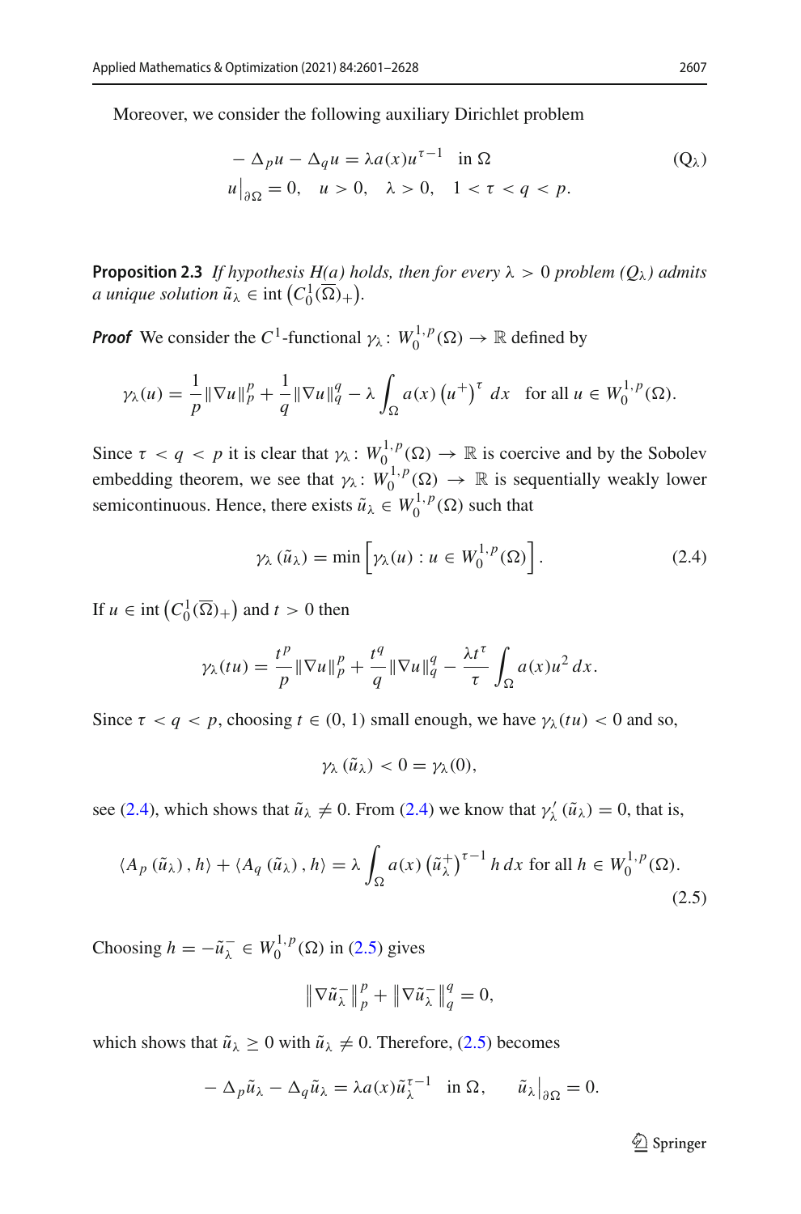Moreover, we consider the following auxiliary Dirichlet problem

$$
\begin{aligned}
&-\Delta_p u - \Delta_q u = \lambda a(x) u^{\tau-1} \quad \text{in } \Omega \\
&u\big|_{\partial\Omega} = 0, \quad u > 0, \quad \lambda > 0, \quad 1 < \tau < q < p.
\end{aligned}
\tag{$Q_\lambda$}
$$

**Proposition 2.3** *If hypothesis H(a) holds, then for every $\lambda > 0$ problem $(Q_\lambda)$ admits a unique solution $\tilde{u}_\lambda \in \operatorname{int}\left(C_0^1(\overline{\Omega})_+\right)$.*

***Proof*** We consider the $C^1$-functional $\gamma_\lambda \colon W_0^{1,p}(\Omega) \to \mathbb{R}$ defined by

$$
\gamma_\lambda(u) = \frac{1}{p}\|\nabla u\|_p^p + \frac{1}{q}\|\nabla u\|_q^q - \lambda \int_\Omega a(x) \left(u^+\right)^\tau \, dx \quad \text{for all } u \in W_0^{1,p}(\Omega).
$$

Since $\tau < q < p$ it is clear that $\gamma_\lambda \colon W_0^{1,p}(\Omega) \to \mathbb{R}$ is coercive and by the Sobolev embedding theorem, we see that $\gamma_\lambda \colon W_0^{1,p}(\Omega) \to \mathbb{R}$ is sequentially weakly lower semicontinuous. Hence, there exists $\tilde{u}_\lambda \in W_0^{1,p}(\Omega)$ such that

$$
\gamma_\lambda\left(\tilde{u}_\lambda\right) = \min\left[\gamma_\lambda(u) : u \in W_0^{1,p}(\Omega)\right]. \tag{2.4}
$$

If $u \in \operatorname{int}\left(C_0^1(\overline{\Omega})_+\right)$ and $t > 0$ then

$$
\gamma_\lambda(tu) = \frac{t^p}{p}\|\nabla u\|_p^p + \frac{t^q}{q}\|\nabla u\|_q^q - \frac{\lambda t^\tau}{\tau}\int_\Omega a(x) u^2 \, dx.
$$

Since $\tau < q < p$, choosing $t \in (0, 1)$ small enough, we have $\gamma_\lambda(tu) < 0$ and so,

$$
\gamma_\lambda\left(\tilde{u}_\lambda\right) < 0 = \gamma_\lambda(0),
$$

see (2.4), which shows that $\tilde{u}_\lambda \neq 0$. From (2.4) we know that $\gamma_\lambda'\left(\tilde{u}_\lambda\right) = 0$, that is,

$$
\left\langle A_p\left(\tilde{u}_\lambda\right), h\right\rangle + \left\langle A_q\left(\tilde{u}_\lambda\right), h\right\rangle = \lambda \int_\Omega a(x)\left(\tilde{u}_\lambda^+\right)^{\tau-1} h \, dx \text{ for all } h \in W_0^{1,p}(\Omega). \tag{2.5}
$$

Choosing $h = -\tilde{u}_\lambda^- \in W_0^{1,p}(\Omega)$ in (2.5) gives

$$
\left\|\nabla \tilde{u}_\lambda^-\right\|_p^p + \left\|\nabla \tilde{u}_\lambda^-\right\|_q^q = 0,
$$

which shows that $\tilde{u}_\lambda \geq 0$ with $\tilde{u}_\lambda \neq 0$. Therefore, (2.5) becomes

$$
-\Delta_p \tilde{u}_\lambda - \Delta_q \tilde{u}_\lambda = \lambda a(x) \tilde{u}_\lambda^{\tau-1} \quad \text{in } \Omega, \qquad \tilde{u}_\lambda\big|_{\partial\Omega} = 0.
$$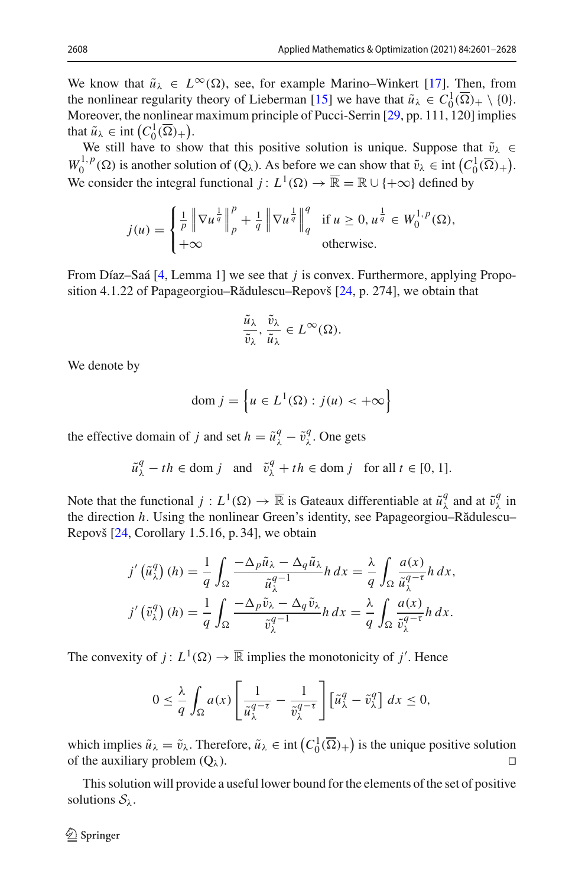We know that $\tilde{u}_\lambda \in L^\infty(\Omega)$, see, for example Marino–Winkert [17]. Then, from the nonlinear regularity theory of Lieberman [15] we have that $\tilde{u}_\lambda \in C_0^1(\overline{\Omega})_+ \setminus \{0\}$. Moreover, the nonlinear maximum principle of Pucci-Serrin [29, pp. 111, 120] implies that $\tilde{u}_\lambda \in \operatorname{int}\left(C_0^1(\overline{\Omega})_+\right)$.

We still have to show that this positive solution is unique. Suppose that $\tilde{v}_\lambda \in W_0^{1,p}(\Omega)$ is another solution of $(\mathrm{Q}_\lambda)$. As before we can show that $\tilde{v}_\lambda \in \operatorname{int}\left(C_0^1(\overline{\Omega})_+\right)$. We consider the integral functional $j\colon L^1(\Omega) \to \overline{\mathbb{R}} = \mathbb{R} \cup \{+\infty\}$ defined by

$$
j(u) = \begin{cases} \frac{1}{p}\left\|\nabla u^{\frac{1}{q}}\right\|_p^p + \frac{1}{q}\left\|\nabla u^{\frac{1}{q}}\right\|_q^q & \text{if } u \geq 0,\, u^{\frac{1}{q}} \in W_0^{1,p}(\Omega),\\ +\infty & \text{otherwise.} \end{cases}
$$

From Díaz–Saá [4, Lemma 1] we see that $j$ is convex. Furthermore, applying Proposition 4.1.22 of Papageorgiou–Rădulescu–Repovš [24, p. 274], we obtain that

$$
\frac{\tilde{u}_\lambda}{\tilde{v}_\lambda}, \frac{\tilde{v}_\lambda}{\tilde{u}_\lambda} \in L^\infty(\Omega).
$$

We denote by

$$
\operatorname{dom} j = \left\{u \in L^1(\Omega) : j(u) < +\infty\right\}
$$

the effective domain of $j$ and set $h = \tilde{u}_\lambda^q - \tilde{v}_\lambda^q$. One gets

$$
\tilde{u}_\lambda^q - th \in \operatorname{dom} j \quad \text{and} \quad \tilde{v}_\lambda^q + th \in \operatorname{dom} j \quad \text{for all } t \in [0,1].
$$

Note that the functional $j : L^1(\Omega) \to \overline{\mathbb{R}}$ is Gateaux differentiable at $\tilde{u}_\lambda^q$ and at $\tilde{v}_\lambda^q$ in the direction $h$. Using the nonlinear Green's identity, see Papageorgiou–Rădulescu–Repovš [24, Corollary 1.5.16, p. 34], we obtain

$$
\begin{aligned}
j'\left(\tilde{u}_\lambda^q\right)(h) &= \frac{1}{q}\int_\Omega \frac{-\Delta_p \tilde{u}_\lambda - \Delta_q \tilde{u}_\lambda}{\tilde{u}_\lambda^{q-1}} h\, dx = \frac{\lambda}{q}\int_\Omega \frac{a(x)}{\tilde{u}_\lambda^{q-\tau}} h\, dx,\\
j'\left(\tilde{v}_\lambda^q\right)(h) &= \frac{1}{q}\int_\Omega \frac{-\Delta_p \tilde{v}_\lambda - \Delta_q \tilde{v}_\lambda}{\tilde{v}_\lambda^{q-1}} h\, dx = \frac{\lambda}{q}\int_\Omega \frac{a(x)}{\tilde{v}_\lambda^{q-\tau}} h\, dx.
\end{aligned}
$$

The convexity of $j\colon L^1(\Omega) \to \overline{\mathbb{R}}$ implies the monotonicity of $j'$. Hence

$$
0 \leq \frac{\lambda}{q}\int_\Omega a(x)\left[\frac{1}{\tilde{u}_\lambda^{q-\tau}} - \frac{1}{\tilde{v}_\lambda^{q-\tau}}\right]\left[\tilde{u}_\lambda^q - \tilde{v}_\lambda^q\right] dx \leq 0,
$$

which implies $\tilde{u}_\lambda = \tilde{v}_\lambda$. Therefore, $\tilde{u}_\lambda \in \operatorname{int}\left(C_0^1(\overline{\Omega})_+\right)$ is the unique positive solution of the auxiliary problem $(\mathrm{Q}_\lambda)$. ◻

This solution will provide a useful lower bound for the elements of the set of positive solutions $\mathcal{S}_\lambda$.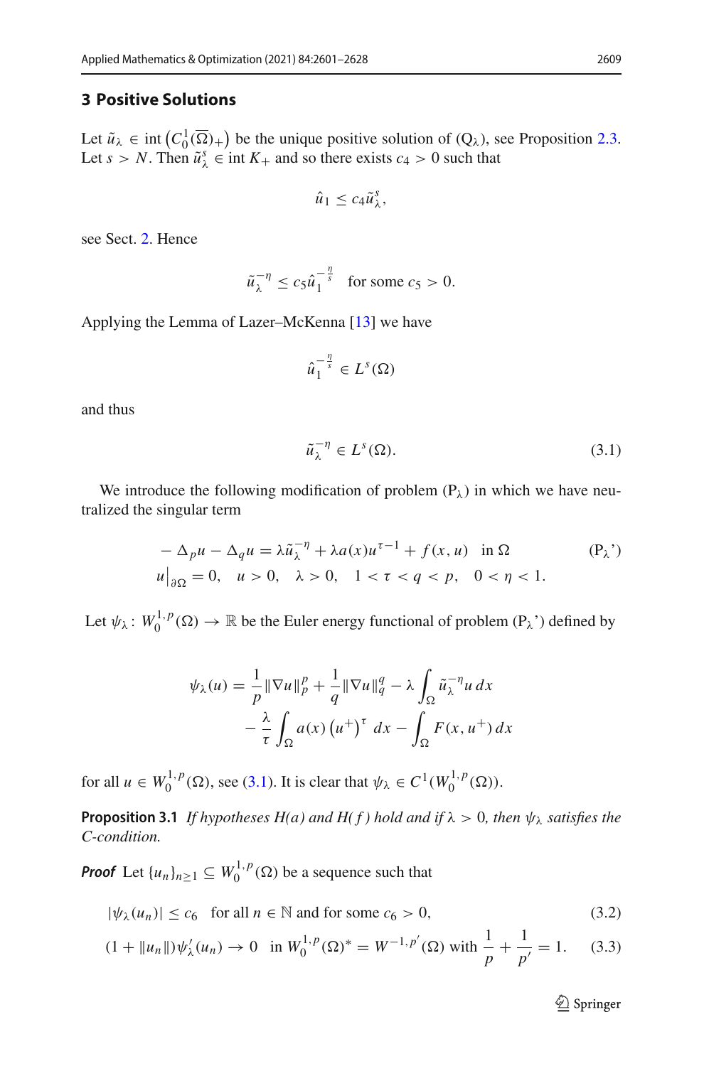## 3 Positive Solutions

Let $\tilde{u}_\lambda \in \operatorname{int}\left(C_0^1(\overline{\Omega})_+\right)$ be the unique positive solution of (Q$_\lambda$), see Proposition 2.3. Let $s > N$. Then $\tilde{u}_\lambda^s \in \operatorname{int} K_+$ and so there exists $c_4 > 0$ such that

$$\hat{u}_1 \leq c_4 \tilde{u}_\lambda^s,$$

see Sect. 2. Hence

$$\tilde{u}_\lambda^{-\eta} \leq c_5 \hat{u}_1^{-\frac{\eta}{s}} \quad \text{for some } c_5 > 0.$$

Applying the Lemma of Lazer–McKenna [13] we have

$$\hat{u}_1^{-\frac{\eta}{s}} \in L^s(\Omega)$$

and thus

$$\tilde{u}_\lambda^{-\eta} \in L^s(\Omega). \tag{3.1}$$

We introduce the following modification of problem (P$_\lambda$) in which we have neutralized the singular term

$$\begin{aligned} &-\Delta_p u - \Delta_q u = \lambda \tilde{u}_\lambda^{-\eta} + \lambda a(x) u^{\tau-1} + f(x,u) \quad \text{in } \Omega \\ &u\big|_{\partial\Omega} = 0, \quad u > 0, \quad \lambda > 0, \quad 1 < \tau < q < p, \quad 0 < \eta < 1. \end{aligned} \tag{P$_\lambda$'}$$

Let $\psi_\lambda \colon W_0^{1,p}(\Omega) \to \mathbb{R}$ be the Euler energy functional of problem (P$_\lambda$') defined by

$$\begin{aligned} \psi_\lambda(u) = \frac{1}{p}\|\nabla u\|_p^p + \frac{1}{q}\|\nabla u\|_q^q - \lambda \int_\Omega \tilde{u}_\lambda^{-\eta} u \, dx \\ - \frac{\lambda}{\tau}\int_\Omega a(x)\left(u^+\right)^\tau \, dx - \int_\Omega F(x, u^+)\, dx \end{aligned}$$

for all $u \in W_0^{1,p}(\Omega)$, see (3.1). It is clear that $\psi_\lambda \in C^1(W_0^{1,p}(\Omega))$.

**Proposition 3.1** *If hypotheses H(a) and H(f) hold and if $\lambda > 0$, then $\psi_\lambda$ satisfies the C-condition.*

***Proof*** Let $\{u_n\}_{n\geq 1} \subseteq W_0^{1,p}(\Omega)$ be a sequence such that

$$|\psi_\lambda(u_n)| \leq c_6 \quad \text{for all } n \in \mathbb{N} \text{ and for some } c_6 > 0, \tag{3.2}$$

$$(1 + \|u_n\|)\psi_\lambda'(u_n) \to 0 \quad \text{in } W_0^{1,p}(\Omega)^* = W^{-1,p'}(\Omega) \text{ with } \frac{1}{p} + \frac{1}{p'} = 1. \tag{3.3}$$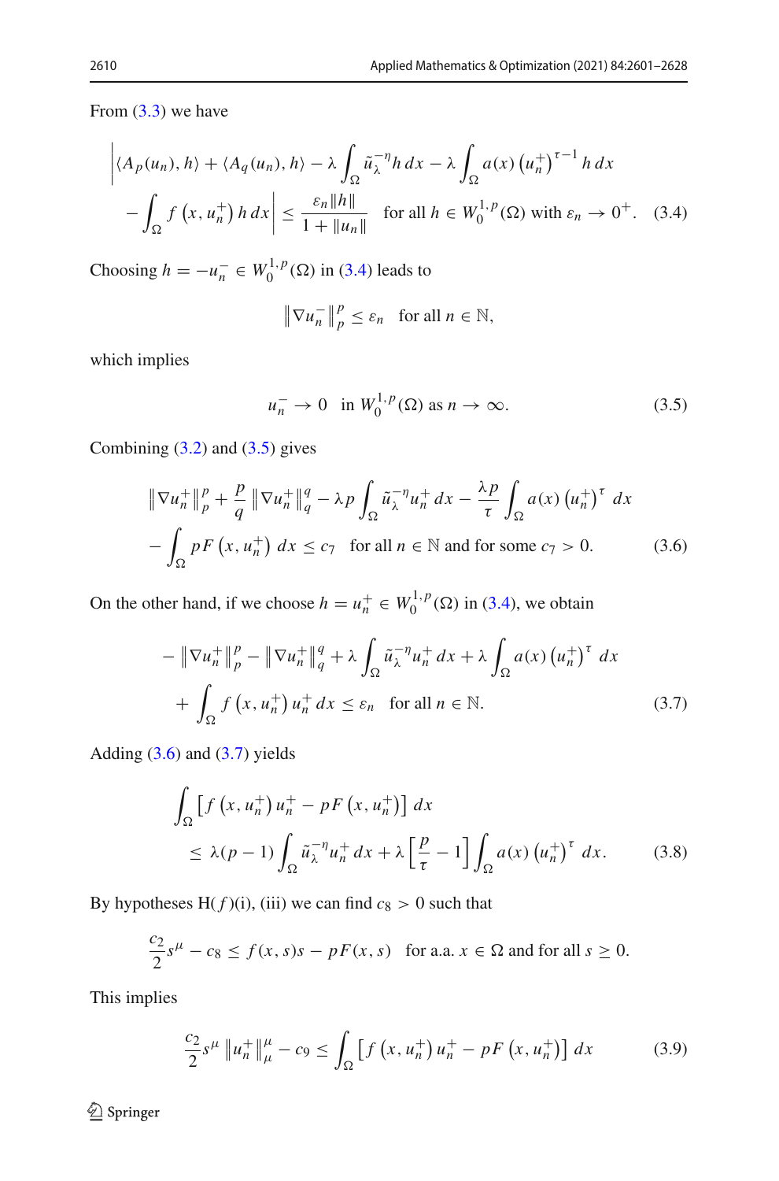From (3.3) we have

$$\left| \langle A_p(u_n), h\rangle + \langle A_q(u_n), h\rangle - \lambda \int_\Omega \tilde{u}_\lambda^{-\eta} h\, dx - \lambda \int_\Omega a(x) \left(u_n^+\right)^{\tau-1} h\, dx \right.$$
$$\left. - \int_\Omega f\left(x, u_n^+\right) h\, dx \right| \le \frac{\varepsilon_n \|h\|}{1+\|u_n\|} \quad \text{for all } h \in W_0^{1,p}(\Omega) \text{ with } \varepsilon_n \to 0^+. \quad (3.4)$$

Choosing $h = -u_n^- \in W_0^{1,p}(\Omega)$ in (3.4) leads to

$$\left\|\nabla u_n^-\right\|_p^p \le \varepsilon_n \quad \text{for all } n \in \mathbb{N},$$

which implies

$$u_n^- \to 0 \quad \text{in } W_0^{1,p}(\Omega) \text{ as } n \to \infty. \quad (3.5)$$

Combining (3.2) and (3.5) gives

$$\left\|\nabla u_n^+\right\|_p^p + \frac{p}{q}\left\|\nabla u_n^+\right\|_q^q - \lambda p \int_\Omega \tilde{u}_\lambda^{-\eta} u_n^+\, dx - \frac{\lambda p}{\tau}\int_\Omega a(x)\left(u_n^+\right)^\tau\, dx$$
$$- \int_\Omega pF\left(x, u_n^+\right)\, dx \le c_7 \quad \text{for all } n \in \mathbb{N} \text{ and for some } c_7 > 0. \quad (3.6)$$

On the other hand, if we choose $h = u_n^+ \in W_0^{1,p}(\Omega)$ in (3.4), we obtain

$$- \left\|\nabla u_n^+\right\|_p^p - \left\|\nabla u_n^+\right\|_q^q + \lambda \int_\Omega \tilde{u}_\lambda^{-\eta} u_n^+\, dx + \lambda \int_\Omega a(x)\left(u_n^+\right)^\tau\, dx$$
$$+ \int_\Omega f\left(x, u_n^+\right) u_n^+\, dx \le \varepsilon_n \quad \text{for all } n \in \mathbb{N}. \quad (3.7)$$

Adding (3.6) and (3.7) yields

$$\int_\Omega \left[f\left(x, u_n^+\right) u_n^+ - pF\left(x, u_n^+\right)\right] dx$$
$$\le \lambda(p-1)\int_\Omega \tilde{u}_\lambda^{-\eta} u_n^+\, dx + \lambda\left[\frac{p}{\tau} - 1\right]\int_\Omega a(x)\left(u_n^+\right)^\tau\, dx. \quad (3.8)$$

By hypotheses H($f$)(i), (iii) we can find $c_8 > 0$ such that

$$\frac{c_2}{2}s^\mu - c_8 \le f(x,s)s - pF(x,s) \quad \text{for a.a. } x \in \Omega \text{ and for all } s \ge 0.$$

This implies

$$\frac{c_2}{2}s^\mu \left\|u_n^+\right\|_\mu^\mu - c_9 \le \int_\Omega \left[f\left(x, u_n^+\right) u_n^+ - pF\left(x, u_n^+\right)\right] dx \quad (3.9)$$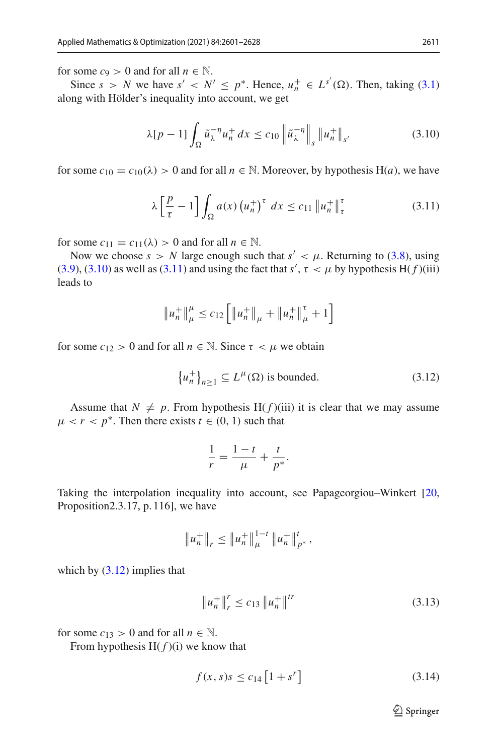for some $c_9 > 0$ and for all $n \in \mathbb{N}$.

Since $s > N$ we have $s' < N' \leq p^*$. Hence, $u_n^+ \in L^{s'}(\Omega)$. Then, taking (3.1) along with Hölder's inequality into account, we get

$$\lambda[p-1] \int_\Omega \tilde{u}_\lambda^{-\eta} u_n^+ \, dx \leq c_{10} \left\| \tilde{u}_\lambda^{-\eta} \right\|_s \left\| u_n^+ \right\|_{s'} \tag{3.10}$$

for some $c_{10} = c_{10}(\lambda) > 0$ and for all $n \in \mathbb{N}$. Moreover, by hypothesis H($a$), we have

$$\lambda \left[ \frac{p}{\tau} - 1 \right] \int_\Omega a(x) \left( u_n^+ \right)^\tau \, dx \leq c_{11} \left\| u_n^+ \right\|_\tau^\tau \tag{3.11}$$

for some $c_{11} = c_{11}(\lambda) > 0$ and for all $n \in \mathbb{N}$.

Now we choose $s > N$ large enough such that $s' < \mu$. Returning to (3.8), using (3.9), (3.10) as well as (3.11) and using the fact that $s', \tau < \mu$ by hypothesis H($f$)(iii) leads to

$$\left\| u_n^+ \right\|_\mu^\mu \leq c_{12} \left[ \left\| u_n^+ \right\|_\mu + \left\| u_n^+ \right\|_\mu^\tau + 1 \right]$$

for some $c_{12} > 0$ and for all $n \in \mathbb{N}$. Since $\tau < \mu$ we obtain

$$\left\{ u_n^+ \right\}_{n \geq 1} \subseteq L^\mu(\Omega) \text{ is bounded.} \tag{3.12}$$

Assume that $N \neq p$. From hypothesis H($f$)(iii) it is clear that we may assume $\mu < r < p^*$. Then there exists $t \in (0, 1)$ such that

$$\frac{1}{r} = \frac{1-t}{\mu} + \frac{t}{p^*}.$$

Taking the interpolation inequality into account, see Papageorgiou–Winkert [20, Proposition2.3.17, p. 116], we have

$$\left\| u_n^+ \right\|_r \leq \left\| u_n^+ \right\|_\mu^{1-t} \left\| u_n^+ \right\|_{p^*}^t,$$

which by (3.12) implies that

$$\left\| u_n^+ \right\|_r^r \leq c_{13} \left\| u_n^+ \right\|^{tr} \tag{3.13}$$

for some $c_{13} > 0$ and for all $n \in \mathbb{N}$.

From hypothesis H($f$)(i) we know that

$$f(x, s)s \leq c_{14} \left[ 1 + s^r \right] \tag{3.14}$$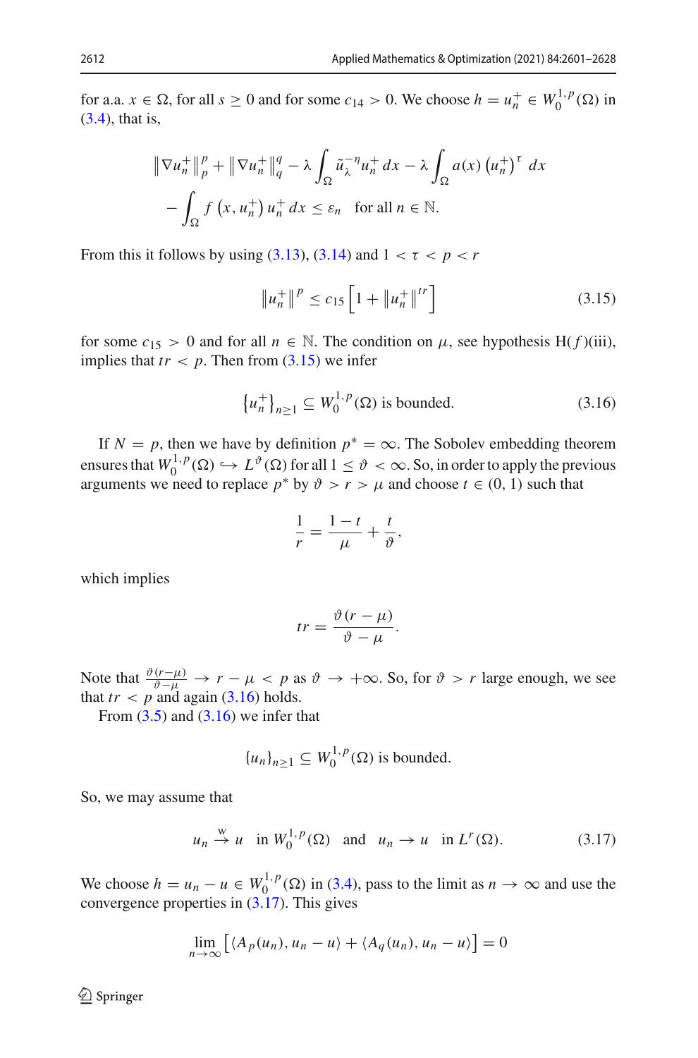for a.a. $x \in \Omega$, for all $s \geq 0$ and for some $c_{14} > 0$. We choose $h = u_n^+ \in W_0^{1,p}(\Omega)$ in (3.4), that is,

$$
\left\| \nabla u_n^+ \right\|_p^p + \left\| \nabla u_n^+ \right\|_q^q - \lambda \int_\Omega \tilde{u}_\lambda^{-\eta} u_n^+ \, dx - \lambda \int_\Omega a(x) \left(u_n^+\right)^\tau \, dx
$$
$$
- \int_\Omega f\left(x, u_n^+\right) u_n^+ \, dx \leq \varepsilon_n \quad \text{for all } n \in \mathbb{N}.
$$

From this it follows by using (3.13), (3.14) and $1 < \tau < p < r$

$$
\left\| u_n^+ \right\|^p \leq c_{15} \left[ 1 + \left\| u_n^+ \right\|^{tr} \right] \tag{3.15}
$$

for some $c_{15} > 0$ and for all $n \in \mathbb{N}$. The condition on $\mu$, see hypothesis H$(f)$(iii), implies that $tr < p$. Then from (3.15) we infer

$$
\left\{ u_n^+ \right\}_{n \geq 1} \subseteq W_0^{1,p}(\Omega) \text{ is bounded.} \tag{3.16}
$$

If $N = p$, then we have by definition $p^* = \infty$. The Sobolev embedding theorem ensures that $W_0^{1,p}(\Omega) \hookrightarrow L^\vartheta(\Omega)$ for all $1 \leq \vartheta < \infty$. So, in order to apply the previous arguments we need to replace $p^*$ by $\vartheta > r > \mu$ and choose $t \in (0, 1)$ such that

$$
\frac{1}{r} = \frac{1-t}{\mu} + \frac{t}{\vartheta},
$$

which implies

$$
tr = \frac{\vartheta(r - \mu)}{\vartheta - \mu}.
$$

Note that $\frac{\vartheta(r-\mu)}{\vartheta-\mu} \to r - \mu < p$ as $\vartheta \to +\infty$. So, for $\vartheta > r$ large enough, we see that $tr < p$ and again (3.16) holds.

From (3.5) and (3.16) we infer that

$$
\{u_n\}_{n \geq 1} \subseteq W_0^{1,p}(\Omega) \text{ is bounded.}
$$

So, we may assume that

$$
u_n \xrightarrow{\text{w}} u \quad \text{in } W_0^{1,p}(\Omega) \quad \text{and} \quad u_n \to u \quad \text{in } L^r(\Omega). \tag{3.17}
$$

We choose $h = u_n - u \in W_0^{1,p}(\Omega)$ in (3.4), pass to the limit as $n \to \infty$ and use the convergence properties in (3.17). This gives

$$
\lim_{n \to \infty} \left[ \langle A_p(u_n), u_n - u \rangle + \langle A_q(u_n), u_n - u \rangle \right] = 0
$$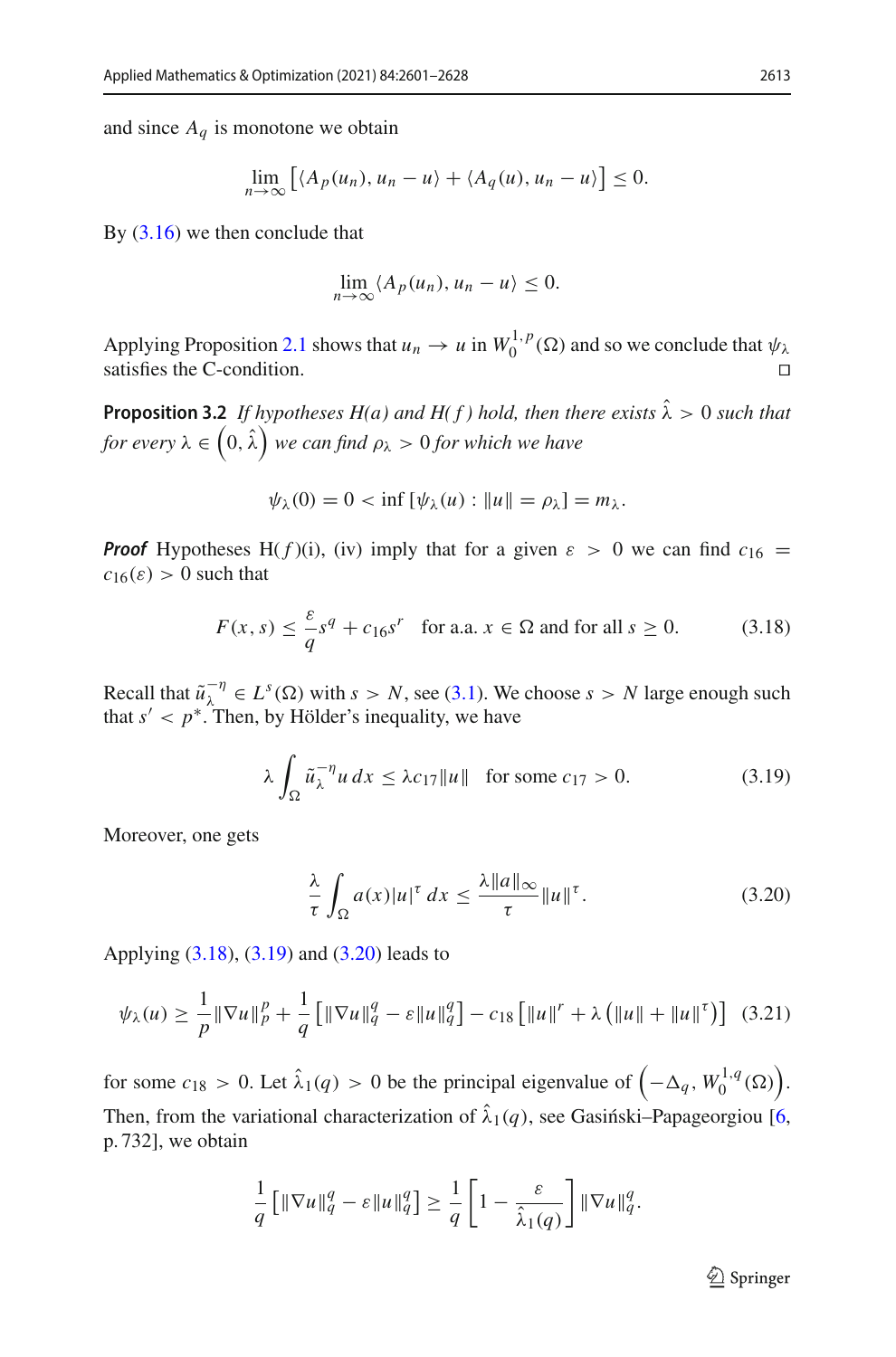and since $A_q$ is monotone we obtain

$$\lim_{n\to\infty} \left[\langle A_p(u_n), u_n - u\rangle + \langle A_q(u), u_n - u\rangle\right] \le 0.$$

By (3.16) we then conclude that

$$\lim_{n\to\infty} \langle A_p(u_n), u_n - u\rangle \le 0.$$

Applying Proposition 2.1 shows that $u_n \to u$ in $W_0^{1,p}(\Omega)$ and so we conclude that $\psi_\lambda$ satisfies the C-condition. $\square$

**Proposition 3.2** *If hypotheses H(a) and H(f) hold, then there exists $\hat{\lambda} > 0$ such that for every $\lambda \in \left(0, \hat{\lambda}\right)$ we can find $\rho_\lambda > 0$ for which we have*

$$\psi_\lambda(0) = 0 < \inf\left[\psi_\lambda(u) : \|u\| = \rho_\lambda\right] = m_\lambda.$$

***Proof*** Hypotheses H(*f*)(i), (iv) imply that for a given $\varepsilon > 0$ we can find $c_{16} = c_{16}(\varepsilon) > 0$ such that

$$F(x,s) \le \frac{\varepsilon}{q}s^q + c_{16}s^r \quad \text{for a.a. } x \in \Omega \text{ and for all } s \ge 0. \tag{3.18}$$

Recall that $\tilde{u}_\lambda^{-\eta} \in L^s(\Omega)$ with $s > N$, see (3.1). We choose $s > N$ large enough such that $s' < p^*$. Then, by Hölder's inequality, we have

$$\lambda \int_\Omega \tilde{u}_\lambda^{-\eta} u \, dx \le \lambda c_{17}\|u\| \quad \text{for some } c_{17} > 0. \tag{3.19}$$

Moreover, one gets

$$\frac{\lambda}{\tau}\int_\Omega a(x)|u|^\tau \, dx \le \frac{\lambda\|a\|_\infty}{\tau}\|u\|^\tau. \tag{3.20}$$

Applying (3.18), (3.19) and (3.20) leads to

$$\psi_\lambda(u) \ge \frac{1}{p}\|\nabla u\|_p^p + \frac{1}{q}\left[\|\nabla u\|_q^q - \varepsilon\|u\|_q^q\right] - c_{18}\left[\|u\|^r + \lambda\left(\|u\| + \|u\|^\tau\right)\right] \tag{3.21}$$

for some $c_{18} > 0$. Let $\hat{\lambda}_1(q) > 0$ be the principal eigenvalue of $\left(-\Delta_q, W_0^{1,q}(\Omega)\right)$. Then, from the variational characterization of $\hat{\lambda}_1(q)$, see Gasiński–Papageorgiou [6, p. 732], we obtain

$$\frac{1}{q}\left[\|\nabla u\|_q^q - \varepsilon\|u\|_q^q\right] \ge \frac{1}{q}\left[1 - \frac{\varepsilon}{\hat{\lambda}_1(q)}\right]\|\nabla u\|_q^q.$$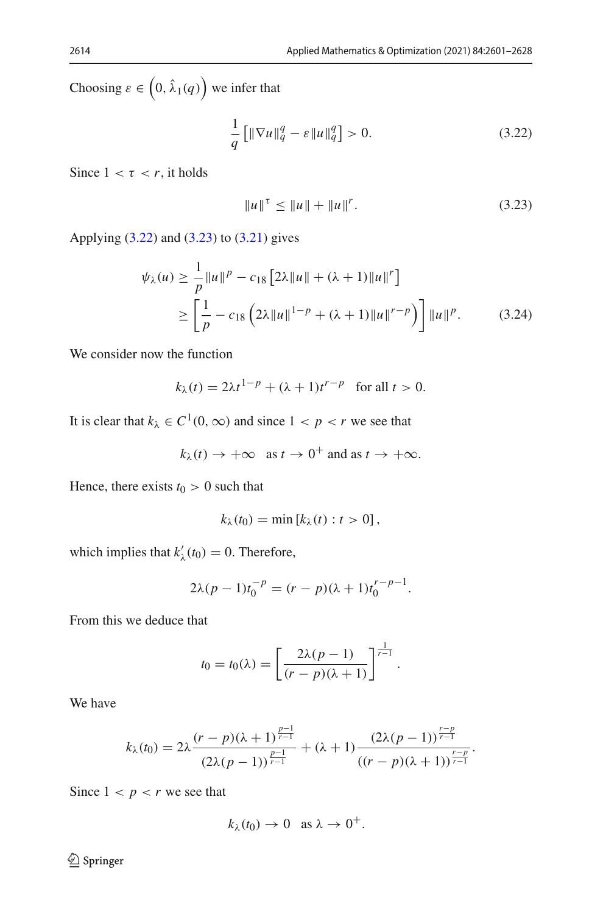Choosing $\varepsilon \in \left(0, \hat{\lambda}_1(q)\right)$ we infer that

$$\frac{1}{q}\left[\|\nabla u\|_q^q - \varepsilon \|u\|_q^q\right] > 0. \tag{3.22}$$

Since $1 < \tau < r$, it holds

$$\|u\|^\tau \leq \|u\| + \|u\|^r. \tag{3.23}$$

Applying (3.22) and (3.23) to (3.21) gives

$$\begin{aligned}
\psi_\lambda(u) &\geq \frac{1}{p}\|u\|^p - c_{18}\left[2\lambda\|u\| + (\lambda+1)\|u\|^r\right] \\
&\geq \left[\frac{1}{p} - c_{18}\left(2\lambda\|u\|^{1-p} + (\lambda+1)\|u\|^{r-p}\right)\right]\|u\|^p. 
\end{aligned} \tag{3.24}$$

We consider now the function

$$k_\lambda(t) = 2\lambda t^{1-p} + (\lambda+1)t^{r-p} \quad \text{for all } t > 0.$$

It is clear that $k_\lambda \in C^1(0, \infty)$ and since $1 < p < r$ we see that

$$k_\lambda(t) \to +\infty \quad \text{as } t \to 0^+ \text{ and as } t \to +\infty.$$

Hence, there exists $t_0 > 0$ such that

$$k_\lambda(t_0) = \min\left[k_\lambda(t) : t > 0\right],$$

which implies that $k'_\lambda(t_0) = 0$. Therefore,

$$2\lambda(p-1)t_0^{-p} = (r-p)(\lambda+1)t_0^{r-p-1}.$$

From this we deduce that

$$t_0 = t_0(\lambda) = \left[\frac{2\lambda(p-1)}{(r-p)(\lambda+1)}\right]^{\frac{1}{r-1}}.$$

We have

$$k_\lambda(t_0) = 2\lambda\frac{(r-p)(\lambda+1)^{\frac{p-1}{r-1}}}{(2\lambda(p-1))^{\frac{p-1}{r-1}}} + (\lambda+1)\frac{(2\lambda(p-1))^{\frac{r-p}{r-1}}}{((r-p)(\lambda+1))^{\frac{r-p}{r-1}}}.$$

Since $1 < p < r$ we see that

$$k_\lambda(t_0) \to 0 \quad \text{as } \lambda \to 0^+.$$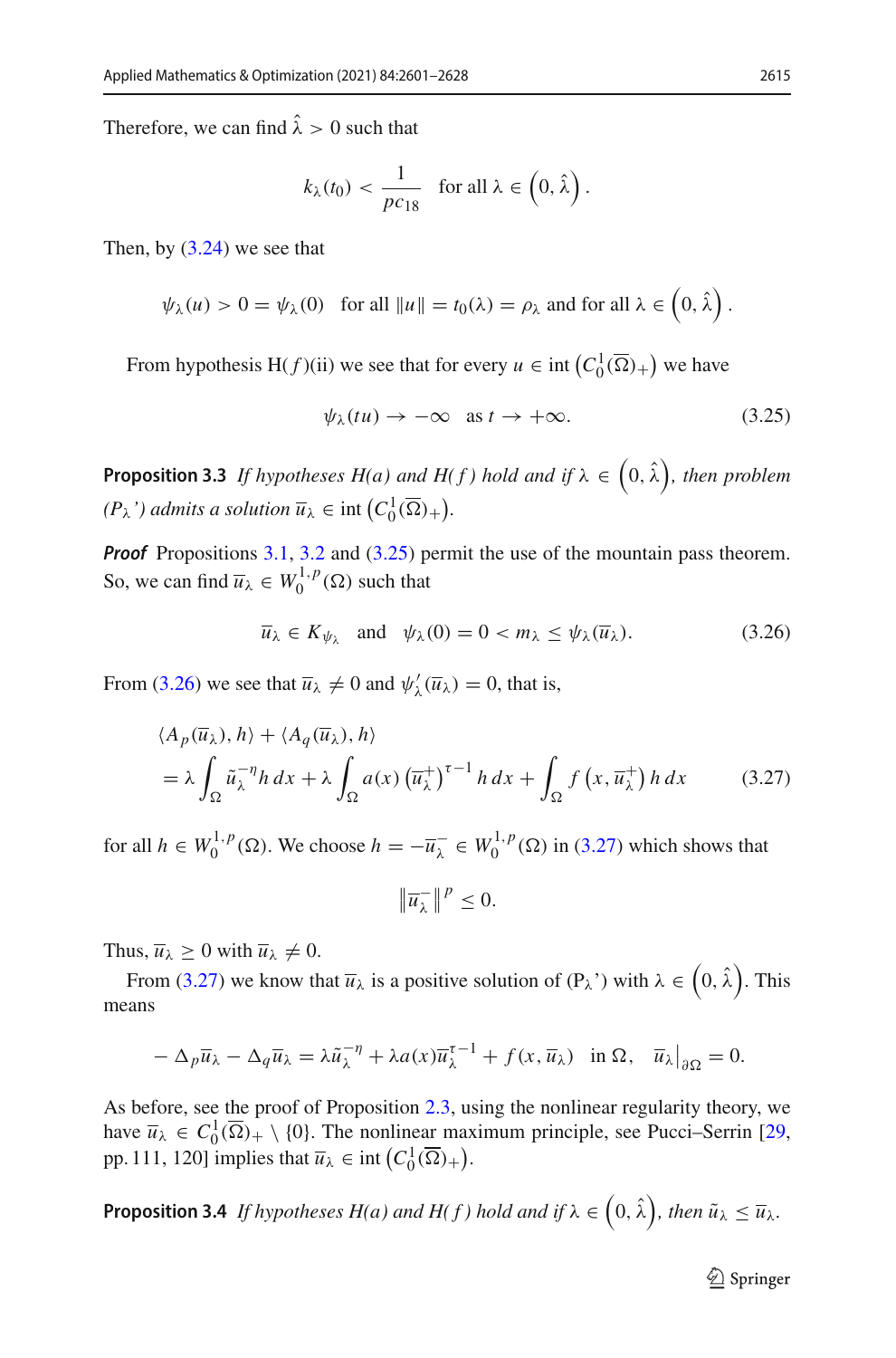Therefore, we can find $\hat{\lambda} > 0$ such that

$$k_\lambda(t_0) < \frac{1}{pc_{18}} \quad \text{for all } \lambda \in \left(0, \hat{\lambda}\right).$$

Then, by (3.24) we see that

$$\psi_\lambda(u) > 0 = \psi_\lambda(0) \quad \text{for all } \|u\| = t_0(\lambda) = \rho_\lambda \text{ and for all } \lambda \in \left(0, \hat{\lambda}\right).$$

From hypothesis H($f$)(ii) we see that for every $u \in \operatorname{int}\left(C_0^1(\overline{\Omega})_+\right)$ we have

$$\psi_\lambda(tu) \to -\infty \quad \text{as } t \to +\infty. \tag{3.25}$$

**Proposition 3.3** *If hypotheses H(a) and H(f) hold and if $\lambda \in \left(0, \hat{\lambda}\right)$, then problem ($P_\lambda$') admits a solution $\overline{u}_\lambda \in \operatorname{int}\left(C_0^1(\overline{\Omega})_+\right)$.*

***Proof*** Propositions 3.1, 3.2 and (3.25) permit the use of the mountain pass theorem. So, we can find $\overline{u}_\lambda \in W_0^{1,p}(\Omega)$ such that

$$\overline{u}_\lambda \in K_{\psi_\lambda} \quad \text{and} \quad \psi_\lambda(0) = 0 < m_\lambda \leq \psi_\lambda(\overline{u}_\lambda). \tag{3.26}$$

From (3.26) we see that $\overline{u}_\lambda \neq 0$ and $\psi_\lambda'(\overline{u}_\lambda) = 0$, that is,

$$\begin{aligned} &\langle A_p(\overline{u}_\lambda), h\rangle + \langle A_q(\overline{u}_\lambda), h\rangle \\ &= \lambda \int_\Omega \tilde{u}_\lambda^{-\eta} h\, dx + \lambda \int_\Omega a(x) \left(\overline{u}_\lambda^+\right)^{\tau-1} h\, dx + \int_\Omega f\left(x, \overline{u}_\lambda^+\right) h\, dx \end{aligned} \tag{3.27}$$

for all $h \in W_0^{1,p}(\Omega)$. We choose $h = -\overline{u}_\lambda^- \in W_0^{1,p}(\Omega)$ in (3.27) which shows that

$$\left\|\overline{u}_\lambda^-\right\|^p \leq 0.$$

Thus, $\overline{u}_\lambda \geq 0$ with $\overline{u}_\lambda \neq 0$.

From (3.27) we know that $\overline{u}_\lambda$ is a positive solution of ($P_\lambda$') with $\lambda \in \left(0, \hat{\lambda}\right)$. This means

$$-\Delta_p \overline{u}_\lambda - \Delta_q \overline{u}_\lambda = \lambda \tilde{u}_\lambda^{-\eta} + \lambda a(x) \overline{u}_\lambda^{\tau-1} + f(x, \overline{u}_\lambda) \quad \text{in } \Omega, \quad \overline{u}_\lambda\big|_{\partial\Omega} = 0.$$

As before, see the proof of Proposition 2.3, using the nonlinear regularity theory, we have $\overline{u}_\lambda \in C_0^1(\overline{\Omega})_+ \setminus \{0\}$. The nonlinear maximum principle, see Pucci–Serrin [29, pp. 111, 120] implies that $\overline{u}_\lambda \in \operatorname{int}\left(C_0^1(\overline{\Omega})_+\right)$.

**Proposition 3.4** *If hypotheses H(a) and H(f) hold and if $\lambda \in \left(0, \hat{\lambda}\right)$, then $\tilde{u}_\lambda \leq \overline{u}_\lambda$.*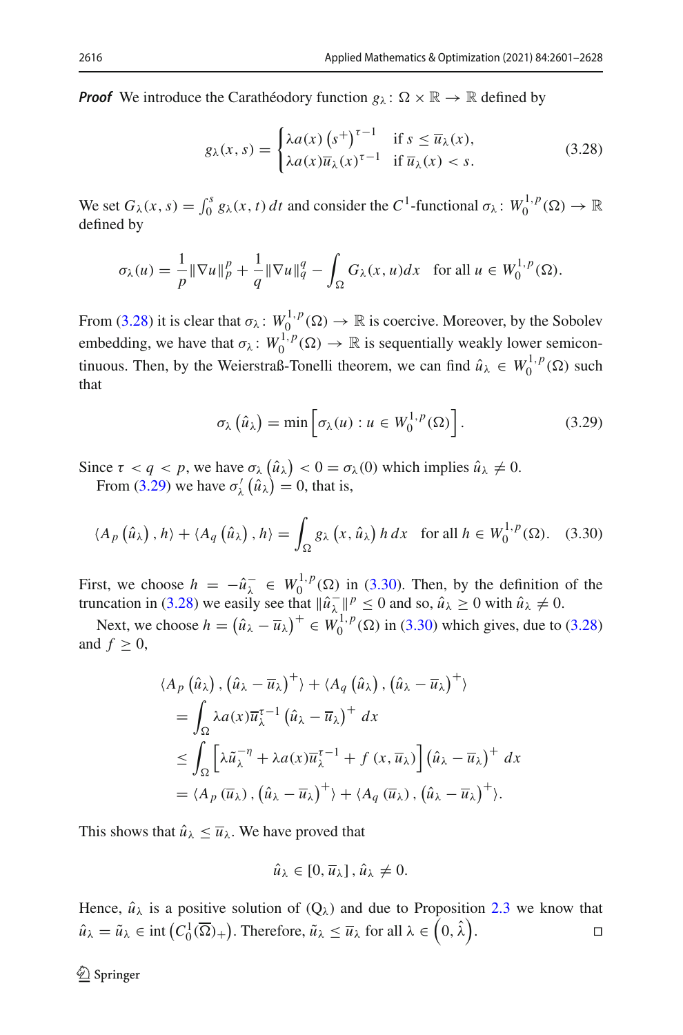***Proof*** We introduce the Carathéodory function $g_\lambda \colon \Omega \times \mathbb{R} \to \mathbb{R}$ defined by

$$g_\lambda(x,s) = \begin{cases} \lambda a(x) \left(s^+\right)^{\tau-1} & \text{if } s \leq \overline{u}_\lambda(x), \\ \lambda a(x) \overline{u}_\lambda(x)^{\tau-1} & \text{if } \overline{u}_\lambda(x) < s. \end{cases} \tag{3.28}$$

We set $G_\lambda(x,s) = \int_0^s g_\lambda(x,t)\,dt$ and consider the $C^1$-functional $\sigma_\lambda \colon W_0^{1,p}(\Omega) \to \mathbb{R}$ defined by

$$\sigma_\lambda(u) = \frac{1}{p}\|\nabla u\|_p^p + \frac{1}{q}\|\nabla u\|_q^q - \int_\Omega G_\lambda(x,u)dx \quad \text{for all } u \in W_0^{1,p}(\Omega).$$

From (3.28) it is clear that $\sigma_\lambda \colon W_0^{1,p}(\Omega) \to \mathbb{R}$ is coercive. Moreover, by the Sobolev embedding, we have that $\sigma_\lambda \colon W_0^{1,p}(\Omega) \to \mathbb{R}$ is sequentially weakly lower semicontinuous. Then, by the Weierstraß-Tonelli theorem, we can find $\hat{u}_\lambda \in W_0^{1,p}(\Omega)$ such that

$$\sigma_\lambda\left(\hat{u}_\lambda\right) = \min\left[\sigma_\lambda(u) : u \in W_0^{1,p}(\Omega)\right]. \tag{3.29}$$

Since $\tau < q < p$, we have $\sigma_\lambda\left(\hat{u}_\lambda\right) < 0 = \sigma_\lambda(0)$ which implies $\hat{u}_\lambda \neq 0$.

From (3.29) we have $\sigma_\lambda'\left(\hat{u}_\lambda\right) = 0$, that is,

$$\langle A_p\left(\hat{u}_\lambda\right), h\rangle + \langle A_q\left(\hat{u}_\lambda\right), h\rangle = \int_\Omega g_\lambda\left(x, \hat{u}_\lambda\right) h\,dx \quad \text{for all } h \in W_0^{1,p}(\Omega). \tag{3.30}$$

First, we choose $h = -\hat{u}_\lambda^- \in W_0^{1,p}(\Omega)$ in (3.30). Then, by the definition of the truncation in (3.28) we easily see that $\|\hat{u}_\lambda^-\|^p \leq 0$ and so, $\hat{u}_\lambda \geq 0$ with $\hat{u}_\lambda \neq 0$.

Next, we choose $h = \left(\hat{u}_\lambda - \overline{u}_\lambda\right)^+ \in W_0^{1,p}(\Omega)$ in (3.30) which gives, due to (3.28) and $f \geq 0$,

$$\begin{aligned}
&\langle A_p\left(\hat{u}_\lambda\right), \left(\hat{u}_\lambda - \overline{u}_\lambda\right)^+\rangle + \langle A_q\left(\hat{u}_\lambda\right), \left(\hat{u}_\lambda - \overline{u}_\lambda\right)^+\rangle \\
&= \int_\Omega \lambda a(x)\overline{u}_\lambda^{\tau-1}\left(\hat{u}_\lambda - \overline{u}_\lambda\right)^+ dx \\
&\leq \int_\Omega \left[\lambda \tilde{u}_\lambda^{-\eta} + \lambda a(x)\overline{u}_\lambda^{\tau-1} + f\left(x, \overline{u}_\lambda\right)\right]\left(\hat{u}_\lambda - \overline{u}_\lambda\right)^+ dx \\
&= \langle A_p\left(\overline{u}_\lambda\right), \left(\hat{u}_\lambda - \overline{u}_\lambda\right)^+\rangle + \langle A_q\left(\overline{u}_\lambda\right), \left(\hat{u}_\lambda - \overline{u}_\lambda\right)^+\rangle.
\end{aligned}$$

This shows that $\hat{u}_\lambda \leq \overline{u}_\lambda$. We have proved that

$$\hat{u}_\lambda \in \left[0, \overline{u}_\lambda\right], \hat{u}_\lambda \neq 0.$$

Hence, $\hat{u}_\lambda$ is a positive solution of (Q$_\lambda$) and due to Proposition 2.3 we know that $\hat{u}_\lambda = \tilde{u}_\lambda \in \operatorname{int}\left(C_0^1(\overline{\Omega})_+\right)$. Therefore, $\tilde{u}_\lambda \leq \overline{u}_\lambda$ for all $\lambda \in \left(0, \hat{\lambda}\right)$. $\square$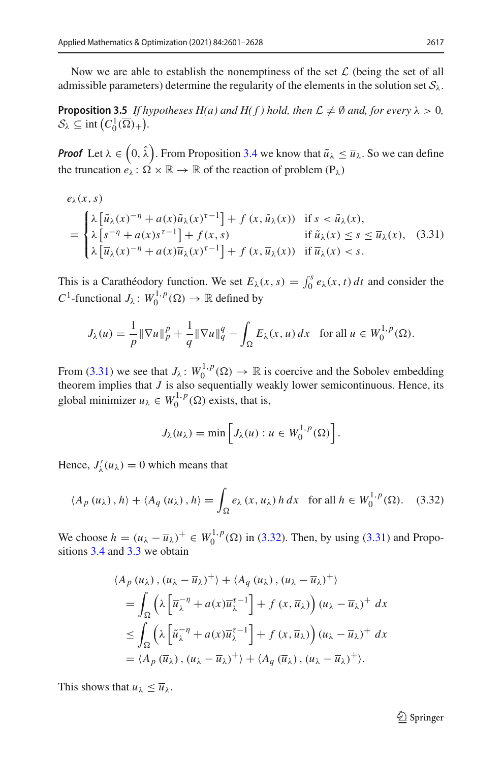Now we are able to establish the nonemptiness of the set $\mathcal{L}$ (being the set of all admissible parameters) determine the regularity of the elements in the solution set $\mathcal{S}_\lambda$.

**Proposition 3.5** *If hypotheses H(a) and H(f) hold, then $\mathcal{L} \neq \emptyset$ and, for every $\lambda > 0$, $\mathcal{S}_\lambda \subseteq \operatorname{int}\left(C_0^1(\overline{\Omega})_+\right)$.*

***Proof*** Let $\lambda \in \left(0, \hat{\lambda}\right)$. From Proposition 3.4 we know that $\tilde{u}_\lambda \le \overline{u}_\lambda$. So we can define the truncation $e_\lambda \colon \Omega \times \mathbb{R} \to \mathbb{R}$ of the reaction of problem $(\mathrm{P}_\lambda)$

$$
\begin{aligned}
&e_\lambda(x,s)\\
&= \begin{cases}
\lambda\left[\tilde{u}_\lambda(x)^{-\eta} + a(x)\tilde{u}_\lambda(x)^{\tau-1}\right] + f\left(x, \tilde{u}_\lambda(x)\right) & \text{if } s < \tilde{u}_\lambda(x),\\
\lambda\left[s^{-\eta} + a(x)s^{\tau-1}\right] + f(x,s) & \text{if } \tilde{u}_\lambda(x) \le s \le \overline{u}_\lambda(x),\\
\lambda\left[\overline{u}_\lambda(x)^{-\eta} + a(x)\overline{u}_\lambda(x)^{\tau-1}\right] + f\left(x, \overline{u}_\lambda(x)\right) & \text{if } \overline{u}_\lambda(x) < s.
\end{cases}
\end{aligned}
\tag{3.31}
$$

This is a Carathéodory function. We set $E_\lambda(x,s) = \int_0^s e_\lambda(x,t)\,dt$ and consider the $C^1$-functional $J_\lambda \colon W_0^{1,p}(\Omega) \to \mathbb{R}$ defined by

$$
J_\lambda(u) = \frac{1}{p}\|\nabla u\|_p^p + \frac{1}{q}\|\nabla u\|_q^q - \int_\Omega E_\lambda(x,u)\,dx \quad \text{for all } u \in W_0^{1,p}(\Omega).
$$

From (3.31) we see that $J_\lambda \colon W_0^{1,p}(\Omega) \to \mathbb{R}$ is coercive and the Sobolev embedding theorem implies that $J$ is also sequentially weakly lower semicontinuous. Hence, its global minimizer $u_\lambda \in W_0^{1,p}(\Omega)$ exists, that is,

$$
J_\lambda(u_\lambda) = \min\left[J_\lambda(u) : u \in W_0^{1,p}(\Omega)\right].
$$

Hence, $J_\lambda'(u_\lambda) = 0$ which means that

$$
\langle A_p\left(u_\lambda\right), h\rangle + \langle A_q\left(u_\lambda\right), h\rangle = \int_\Omega e_\lambda\left(x, u_\lambda\right) h\,dx \quad \text{for all } h \in W_0^{1,p}(\Omega). \tag{3.32}
$$

We choose $h = (u_\lambda - \overline{u}_\lambda)^+ \in W_0^{1,p}(\Omega)$ in (3.32). Then, by using (3.31) and Propositions 3.4 and 3.3 we obtain

$$
\begin{aligned}
&\langle A_p\left(u_\lambda\right), (u_\lambda - \overline{u}_\lambda)^+\rangle + \langle A_q\left(u_\lambda\right), (u_\lambda - \overline{u}_\lambda)^+\rangle\\
&= \int_\Omega \left(\lambda\left[\overline{u}_\lambda^{-\eta} + a(x)\overline{u}_\lambda^{\tau-1}\right] + f\left(x, \overline{u}_\lambda\right)\right)(u_\lambda - \overline{u}_\lambda)^+\,dx\\
&\le \int_\Omega \left(\lambda\left[\tilde{u}_\lambda^{-\eta} + a(x)\overline{u}_\lambda^{\tau-1}\right] + f\left(x, \overline{u}_\lambda\right)\right)(u_\lambda - \overline{u}_\lambda)^+\,dx\\
&= \langle A_p\left(\overline{u}_\lambda\right), (u_\lambda - \overline{u}_\lambda)^+\rangle + \langle A_q\left(\overline{u}_\lambda\right), (u_\lambda - \overline{u}_\lambda)^+\rangle.
\end{aligned}
$$

This shows that $u_\lambda \le \overline{u}_\lambda$.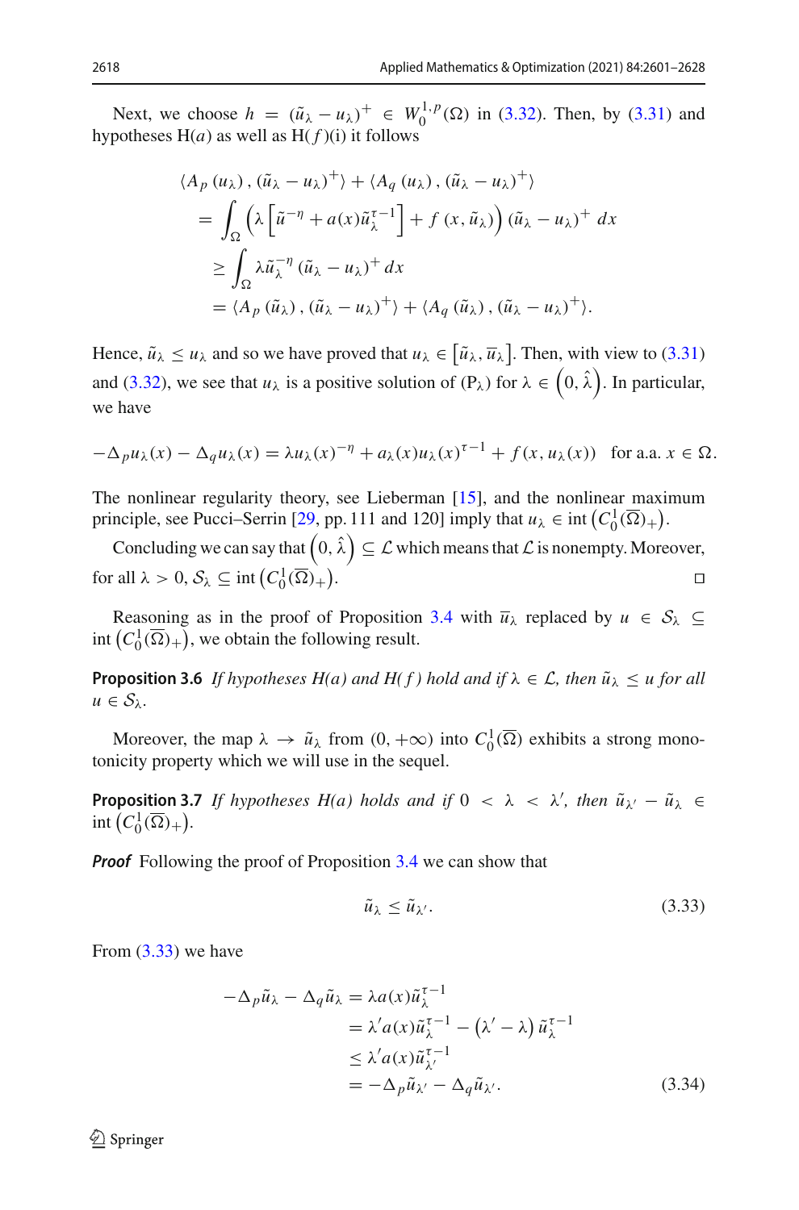Next, we choose $h = (\tilde{u}_\lambda - u_\lambda)^+ \in W_0^{1,p}(\Omega)$ in (3.32). Then, by (3.31) and hypotheses H($a$) as well as H($f$)(i) it follows

$$
\begin{aligned}
&\langle A_p(u_\lambda), (\tilde{u}_\lambda - u_\lambda)^+\rangle + \langle A_q(u_\lambda), (\tilde{u}_\lambda - u_\lambda)^+\rangle \\
&= \int_\Omega \left(\lambda\left[\tilde{u}^{-\eta} + a(x)\tilde{u}_\lambda^{\tau-1}\right] + f(x, \tilde{u}_\lambda)\right)(\tilde{u}_\lambda - u_\lambda)^+ \, dx \\
&\geq \int_\Omega \lambda \tilde{u}_\lambda^{-\eta} (\tilde{u}_\lambda - u_\lambda)^+ \, dx \\
&= \langle A_p(\tilde{u}_\lambda), (\tilde{u}_\lambda - u_\lambda)^+\rangle + \langle A_q(\tilde{u}_\lambda), (\tilde{u}_\lambda - u_\lambda)^+\rangle.
\end{aligned}
$$

Hence, $\tilde{u}_\lambda \leq u_\lambda$ and so we have proved that $u_\lambda \in [\tilde{u}_\lambda, \overline{u}_\lambda]$. Then, with view to (3.31) and (3.32), we see that $u_\lambda$ is a positive solution of (P$_\lambda$) for $\lambda \in \left(0, \hat{\lambda}\right)$. In particular, we have

$$
-\Delta_p u_\lambda(x) - \Delta_q u_\lambda(x) = \lambda u_\lambda(x)^{-\eta} + a_\lambda(x) u_\lambda(x)^{\tau-1} + f(x, u_\lambda(x)) \quad \text{for a.a. } x \in \Omega.
$$

The nonlinear regularity theory, see Lieberman [15], and the nonlinear maximum principle, see Pucci–Serrin [29, pp. 111 and 120] imply that $u_\lambda \in \operatorname{int}\left(C_0^1(\overline{\Omega})_+\right)$.

Concluding we can say that $\left(0, \hat{\lambda}\right) \subseteq \mathcal{L}$ which means that $\mathcal{L}$ is nonempty. Moreover, for all $\lambda > 0$, $\mathcal{S}_\lambda \subseteq \operatorname{int}\left(C_0^1(\overline{\Omega})_+\right)$. $\square$

Reasoning as in the proof of Proposition 3.4 with $\overline{u}_\lambda$ replaced by $u \in \mathcal{S}_\lambda \subseteq \operatorname{int}\left(C_0^1(\overline{\Omega})_+\right)$, we obtain the following result.

**Proposition 3.6** *If hypotheses H(a) and H(f) hold and if $\lambda \in \mathcal{L}$, then $\tilde{u}_\lambda \leq u$ for all $u \in \mathcal{S}_\lambda$.*

Moreover, the map $\lambda \to \tilde{u}_\lambda$ from $(0, +\infty)$ into $C_0^1(\overline{\Omega})$ exhibits a strong monotonicity property which we will use in the sequel.

**Proposition 3.7** *If hypotheses H(a) holds and if $0 < \lambda < \lambda'$, then $\tilde{u}_{\lambda'} - \tilde{u}_\lambda \in \operatorname{int}\left(C_0^1(\overline{\Omega})_+\right)$.*

***Proof*** Following the proof of Proposition 3.4 we can show that

$$
\tilde{u}_\lambda \leq \tilde{u}_{\lambda'}. \tag{3.33}
$$

From (3.33) we have

$$
\begin{aligned}
-\Delta_p \tilde{u}_\lambda - \Delta_q \tilde{u}_\lambda &= \lambda a(x) \tilde{u}_\lambda^{\tau-1} \\
&= \lambda' a(x) \tilde{u}_\lambda^{\tau-1} - \left(\lambda' - \lambda\right) \tilde{u}_\lambda^{\tau-1} \\
&\leq \lambda' a(x) \tilde{u}_{\lambda'}^{\tau-1} \\
&= -\Delta_p \tilde{u}_{\lambda'} - \Delta_q \tilde{u}_{\lambda'}.
\end{aligned} \tag{3.34}
$$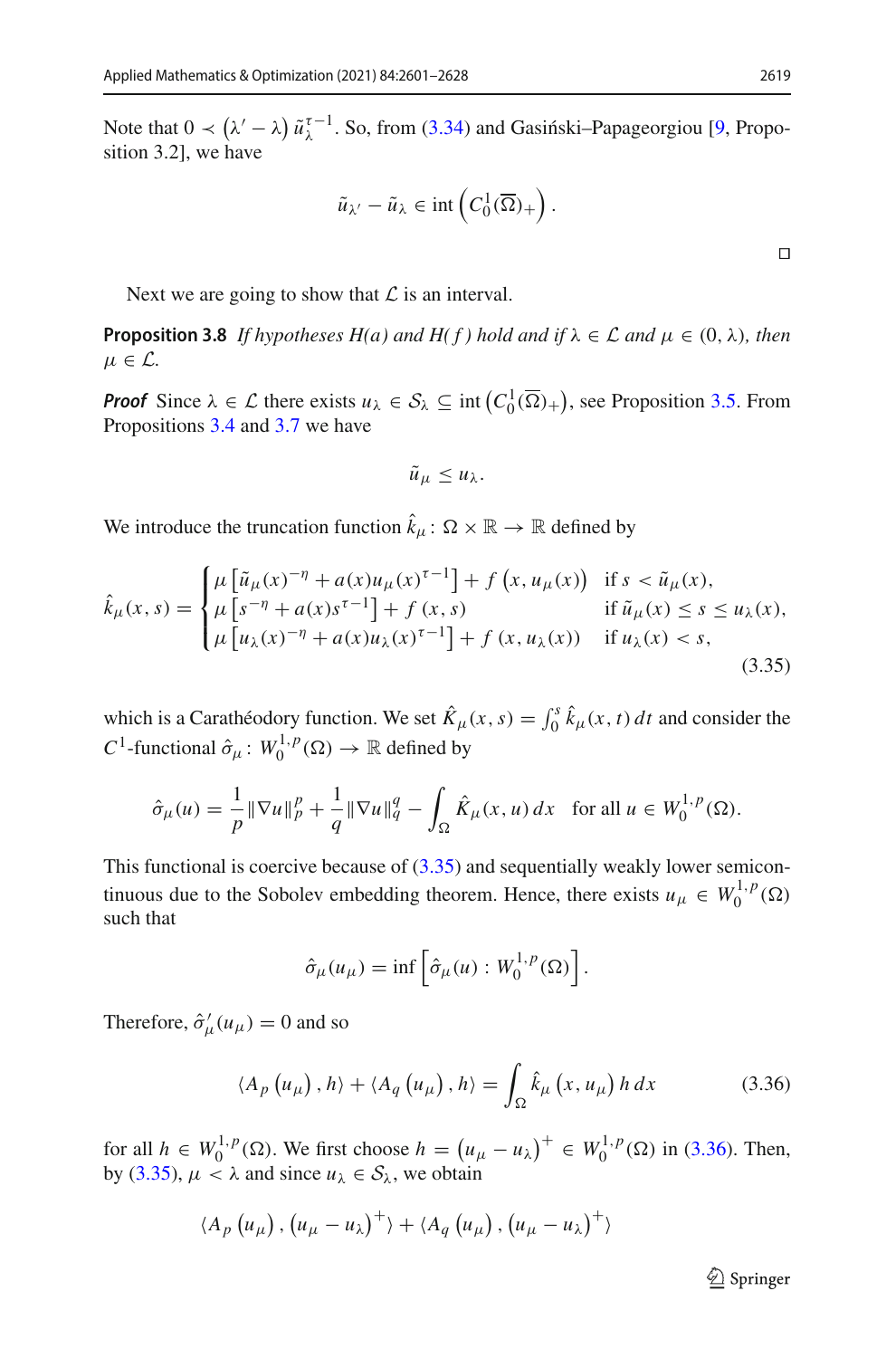Note that $0 \prec (\lambda' - \lambda)\, \tilde{u}_\lambda^{\tau-1}$. So, from (3.34) and Gasiński–Papageorgiou [9, Proposition 3.2], we have

$$\tilde{u}_{\lambda'} - \tilde{u}_\lambda \in \operatorname{int}\left(C_0^1(\overline{\Omega})_+\right).$$

□

Next we are going to show that $\mathcal{L}$ is an interval.

**Proposition 3.8** *If hypotheses H(a) and H(f) hold and if $\lambda \in \mathcal{L}$ and $\mu \in (0, \lambda)$, then $\mu \in \mathcal{L}$.*

***Proof*** Since $\lambda \in \mathcal{L}$ there exists $u_\lambda \in \mathcal{S}_\lambda \subseteq \operatorname{int}\left(C_0^1(\overline{\Omega})_+\right)$, see Proposition 3.5. From Propositions 3.4 and 3.7 we have

$$\tilde{u}_\mu \le u_\lambda.$$

We introduce the truncation function $\hat{k}_\mu \colon \Omega \times \mathbb{R} \to \mathbb{R}$ defined by

$$\hat{k}_\mu(x,s) = \begin{cases} \mu\left[\tilde{u}_\mu(x)^{-\eta} + a(x)u_\mu(x)^{\tau-1}\right] + f\left(x, u_\mu(x)\right) & \text{if } s < \tilde{u}_\mu(x), \\ \mu\left[s^{-\eta} + a(x)s^{\tau-1}\right] + f\left(x, s\right) & \text{if } \tilde{u}_\mu(x) \le s \le u_\lambda(x), \\ \mu\left[u_\lambda(x)^{-\eta} + a(x)u_\lambda(x)^{\tau-1}\right] + f\left(x, u_\lambda(x)\right) & \text{if } u_\lambda(x) < s, \end{cases} \tag{3.35}$$

which is a Carathéodory function. We set $\hat{K}_\mu(x,s) = \int_0^s \hat{k}_\mu(x,t)\,dt$ and consider the $C^1$-functional $\hat{\sigma}_\mu \colon W_0^{1,p}(\Omega) \to \mathbb{R}$ defined by

$$\hat{\sigma}_\mu(u) = \frac{1}{p}\|\nabla u\|_p^p + \frac{1}{q}\|\nabla u\|_q^q - \int_\Omega \hat{K}_\mu(x,u)\,dx \quad \text{for all } u \in W_0^{1,p}(\Omega).$$

This functional is coercive because of (3.35) and sequentially weakly lower semicontinuous due to the Sobolev embedding theorem. Hence, there exists $u_\mu \in W_0^{1,p}(\Omega)$ such that

$$\hat{\sigma}_\mu(u_\mu) = \inf\left[\hat{\sigma}_\mu(u) : W_0^{1,p}(\Omega)\right].$$

Therefore, $\hat{\sigma}_\mu'(u_\mu) = 0$ and so

$$\langle A_p\left(u_\mu\right), h\rangle + \langle A_q\left(u_\mu\right), h\rangle = \int_\Omega \hat{k}_\mu\left(x, u_\mu\right) h\,dx \tag{3.36}$$

for all $h \in W_0^{1,p}(\Omega)$. We first choose $h = \left(u_\mu - u_\lambda\right)^+ \in W_0^{1,p}(\Omega)$ in (3.36). Then, by (3.35), $\mu < \lambda$ and since $u_\lambda \in \mathcal{S}_\lambda$, we obtain

$$\langle A_p\left(u_\mu\right), \left(u_\mu - u_\lambda\right)^+\rangle + \langle A_q\left(u_\mu\right), \left(u_\mu - u_\lambda\right)^+\rangle$$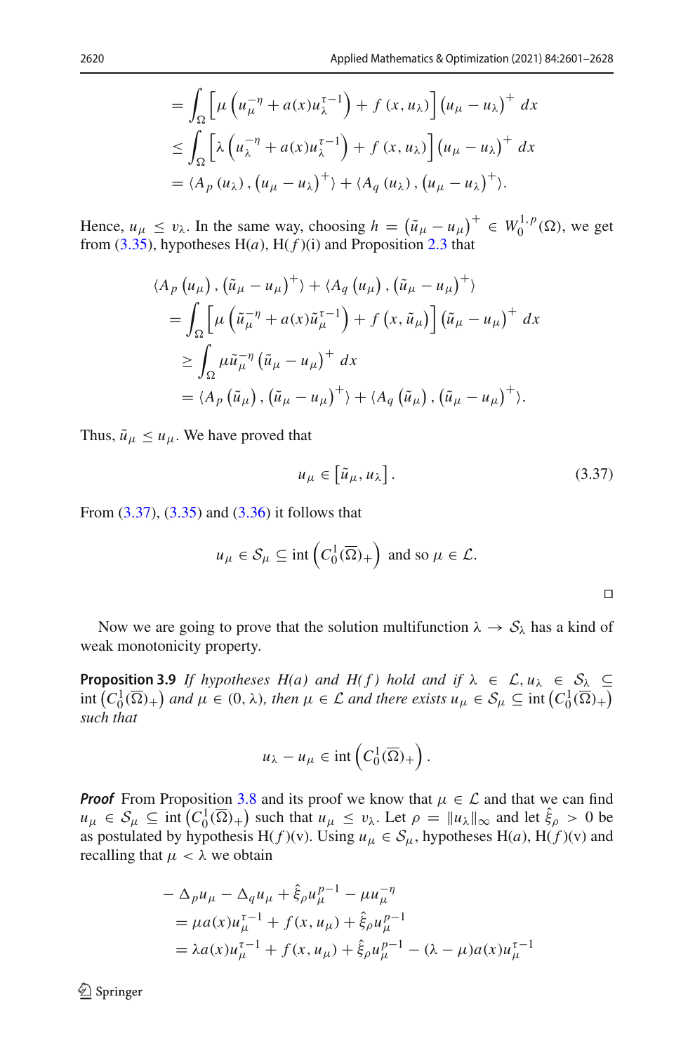$$
\begin{aligned}
&= \int_\Omega \left[ \mu \left( u_\mu^{-\eta} + a(x) u_\lambda^{\tau-1} \right) + f\left(x, u_\lambda\right) \right] \left(u_\mu - u_\lambda\right)^+ dx \\
&\leq \int_\Omega \left[ \lambda \left( u_\lambda^{-\eta} + a(x) u_\lambda^{\tau-1} \right) + f\left(x, u_\lambda\right) \right] \left(u_\mu - u_\lambda\right)^+ dx \\
&= \langle A_p\left(u_\lambda\right), \left(u_\mu - u_\lambda\right)^+ \rangle + \langle A_q\left(u_\lambda\right), \left(u_\mu - u_\lambda\right)^+ \rangle.
\end{aligned}
$$

Hence, $u_\mu \leq v_\lambda$. In the same way, choosing $h = \left(\tilde{u}_\mu - u_\mu\right)^+ \in W_0^{1,p}(\Omega)$, we get from (3.35), hypotheses H($a$), H($f$)(i) and Proposition 2.3 that

$$
\begin{aligned}
&\langle A_p\left(u_\mu\right), \left(\tilde{u}_\mu - u_\mu\right)^+ \rangle + \langle A_q\left(u_\mu\right), \left(\tilde{u}_\mu - u_\mu\right)^+ \rangle \\
&= \int_\Omega \left[ \mu \left( \tilde{u}_\mu^{-\eta} + a(x) \tilde{u}_\mu^{\tau-1} \right) + f\left(x, \tilde{u}_\mu\right) \right] \left(\tilde{u}_\mu - u_\mu\right)^+ dx \\
&\geq \int_\Omega \mu \tilde{u}_\mu^{-\eta} \left(\tilde{u}_\mu - u_\mu\right)^+ dx \\
&= \langle A_p\left(\tilde{u}_\mu\right), \left(\tilde{u}_\mu - u_\mu\right)^+ \rangle + \langle A_q\left(\tilde{u}_\mu\right), \left(\tilde{u}_\mu - u_\mu\right)^+ \rangle.
\end{aligned}
$$

Thus, $\tilde{u}_\mu \leq u_\mu$. We have proved that

$$
u_\mu \in \left[\tilde{u}_\mu, u_\lambda\right]. \tag{3.37}
$$

From (3.37), (3.35) and (3.36) it follows that

$$
u_\mu \in \mathcal{S}_\mu \subseteq \operatorname{int}\left(C_0^1(\overline{\Omega})_+\right) \text{ and so } \mu \in \mathcal{L}.
$$

□

Now we are going to prove that the solution multifunction $\lambda \to \mathcal{S}_\lambda$ has a kind of weak monotonicity property.

**Proposition 3.9** *If hypotheses H(a) and H(f) hold and if $\lambda \in \mathcal{L}, u_\lambda \in \mathcal{S}_\lambda \subseteq \operatorname{int}\left(C_0^1(\overline{\Omega})_+\right)$ and $\mu \in (0, \lambda)$, then $\mu \in \mathcal{L}$ and there exists $u_\mu \in \mathcal{S}_\mu \subseteq \operatorname{int}\left(C_0^1(\overline{\Omega})_+\right)$ such that*

$$
u_\lambda - u_\mu \in \operatorname{int}\left(C_0^1(\overline{\Omega})_+\right).
$$

***Proof*** From Proposition 3.8 and its proof we know that $\mu \in \mathcal{L}$ and that we can find $u_\mu \in \mathcal{S}_\mu \subseteq \operatorname{int}\left(C_0^1(\overline{\Omega})_+\right)$ such that $u_\mu \leq v_\lambda$. Let $\rho = \|u_\lambda\|_\infty$ and let $\hat{\xi}_\rho > 0$ be as postulated by hypothesis H($f$)(v). Using $u_\mu \in \mathcal{S}_\mu$, hypotheses H($a$), H($f$)(v) and recalling that $\mu < \lambda$ we obtain

$$
\begin{aligned}
&-\Delta_p u_\mu - \Delta_q u_\mu + \hat{\xi}_\rho u_\mu^{p-1} - \mu u_\mu^{-\eta} \\
&= \mu a(x) u_\mu^{\tau-1} + f\left(x, u_\mu\right) + \hat{\xi}_\rho u_\mu^{p-1} \\
&= \lambda a(x) u_\mu^{\tau-1} + f\left(x, u_\mu\right) + \hat{\xi}_\rho u_\mu^{p-1} - (\lambda - \mu) a(x) u_\mu^{\tau-1}
\end{aligned}
$$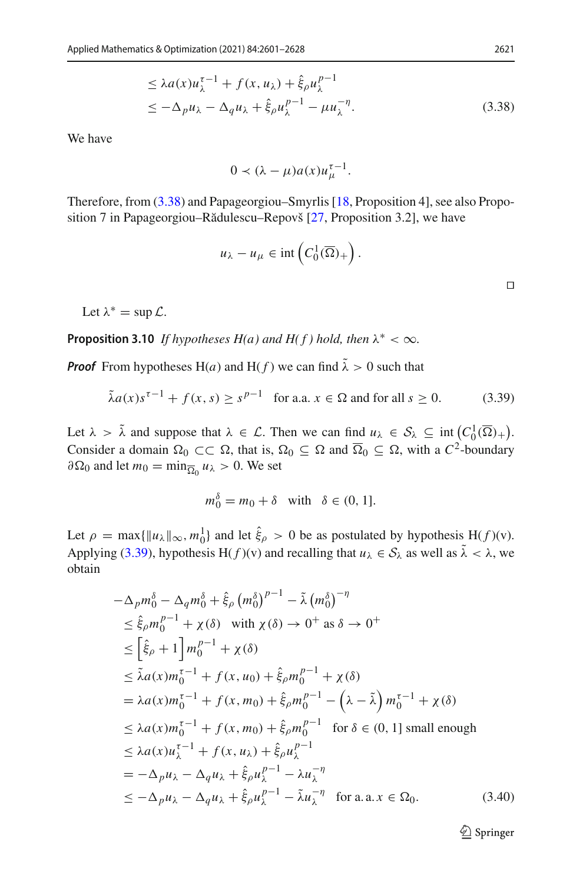$$
\begin{aligned}
&\leq \lambda a(x)u_\lambda^{\tau-1} + f(x,u_\lambda) + \hat{\xi}_\rho u_\lambda^{p-1} \\
&\leq -\Delta_p u_\lambda - \Delta_q u_\lambda + \hat{\xi}_\rho u_\lambda^{p-1} - \mu u_\lambda^{-\eta}.
\end{aligned} \tag{3.38}
$$

We have

$$
0 \prec (\lambda - \mu)a(x)u_\mu^{\tau-1}.
$$

Therefore, from (3.38) and Papageorgiou–Smyrlis [18, Proposition 4], see also Proposition 7 in Papageorgiou–Rădulescu–Repovš [27, Proposition 3.2], we have

$$
u_\lambda - u_\mu \in \operatorname{int}\left(C_0^1(\overline{\Omega})_+\right).
$$

□

Let $\lambda^* = \sup \mathcal{L}$.

**Proposition 3.10** *If hypotheses H(a) and H(f) hold, then $\lambda^* < \infty$.*

***Proof*** From hypotheses H$(a)$ and H$(f)$ we can find $\tilde{\lambda} > 0$ such that

$$
\tilde{\lambda} a(x)s^{\tau-1} + f(x,s) \geq s^{p-1} \quad \text{for a.a. } x \in \Omega \text{ and for all } s \geq 0. \tag{3.39}
$$

Let $\lambda > \tilde{\lambda}$ and suppose that $\lambda \in \mathcal{L}$. Then we can find $u_\lambda \in \mathcal{S}_\lambda \subseteq \operatorname{int}\left(C_0^1(\overline{\Omega})_+\right)$. Consider a domain $\Omega_0 \subset\subset \Omega$, that is, $\Omega_0 \subseteq \Omega$ and $\overline{\Omega}_0 \subseteq \Omega$, with a $C^2$-boundary $\partial\Omega_0$ and let $m_0 = \min_{\overline{\Omega}_0} u_\lambda > 0$. We set

$$
m_0^\delta = m_0 + \delta \quad \text{with} \quad \delta \in (0,1].
$$

Let $\rho = \max\{\|u_\lambda\|_\infty, m_0^1\}$ and let $\hat{\xi}_\rho > 0$ be as postulated by hypothesis H$(f)$(v). Applying (3.39), hypothesis H$(f)$(v) and recalling that $u_\lambda \in \mathcal{S}_\lambda$ as well as $\tilde{\lambda} < \lambda$, we obtain

$$
\begin{aligned}
&-\Delta_p m_0^\delta - \Delta_q m_0^\delta + \hat{\xi}_\rho \left(m_0^\delta\right)^{p-1} - \tilde{\lambda}\left(m_0^\delta\right)^{-\eta} \\
&\leq \hat{\xi}_\rho m_0^{p-1} + \chi(\delta) \quad \text{with } \chi(\delta) \to 0^+ \text{ as } \delta \to 0^+ \\
&\leq \left[\hat{\xi}_\rho + 1\right] m_0^{p-1} + \chi(\delta) \\
&\leq \tilde{\lambda} a(x) m_0^{\tau-1} + f(x,u_0) + \hat{\xi}_\rho m_0^{p-1} + \chi(\delta) \\
&= \lambda a(x) m_0^{\tau-1} + f(x,m_0) + \hat{\xi}_\rho m_0^{p-1} - \left(\lambda - \tilde{\lambda}\right) m_0^{\tau-1} + \chi(\delta) \\
&\leq \lambda a(x) m_0^{\tau-1} + f(x,m_0) + \hat{\xi}_\rho m_0^{p-1} \quad \text{for } \delta \in (0,1] \text{ small enough} \\
&\leq \lambda a(x) u_\lambda^{\tau-1} + f(x,u_\lambda) + \hat{\xi}_\rho u_\lambda^{p-1} \\
&= -\Delta_p u_\lambda - \Delta_q u_\lambda + \hat{\xi}_\rho u_\lambda^{p-1} - \lambda u_\lambda^{-\eta} \\
&\leq -\Delta_p u_\lambda - \Delta_q u_\lambda + \hat{\xi}_\rho u_\lambda^{p-1} - \tilde{\lambda} u_\lambda^{-\eta} \quad \text{for a.a. } x \in \Omega_0.
\end{aligned} \tag{3.40}
$$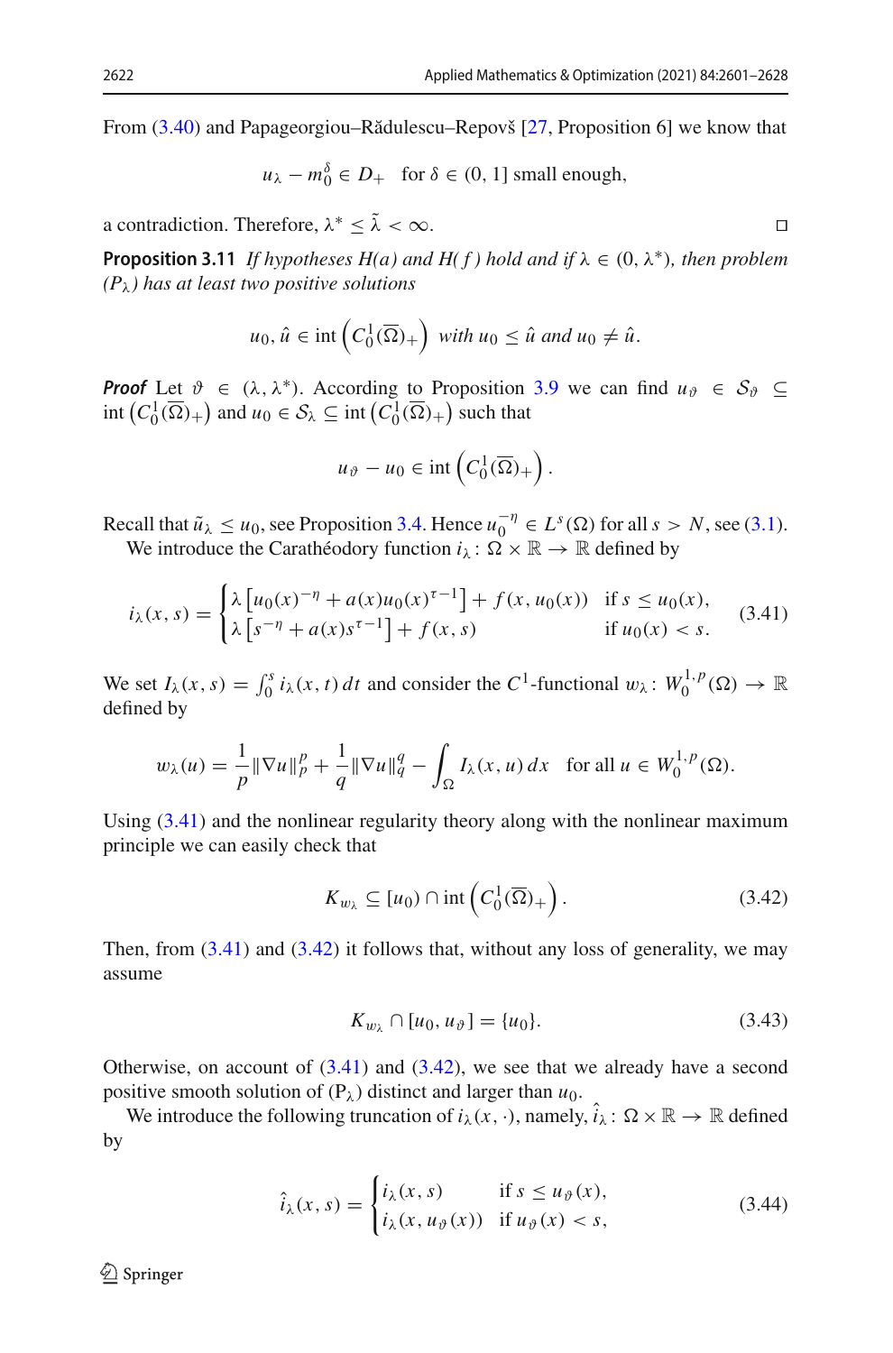From (3.40) and Papageorgiou–Rădulescu–Repovš [27, Proposition 6] we know that

$$u_\lambda - m_0^\delta \in D_+ \quad \text{for } \delta \in (0,1] \text{ small enough,}$$

a contradiction. Therefore, $\lambda^* \leq \tilde{\lambda} < \infty$. ◻

**Proposition 3.11** *If hypotheses H(a) and H(f) hold and if $\lambda \in (0, \lambda^*)$, then problem $(P_\lambda)$ has at least two positive solutions*

$$u_0, \hat{u} \in \operatorname{int}\left(C_0^1(\overline{\Omega})_+\right) \text{ with } u_0 \leq \hat{u} \text{ and } u_0 \neq \hat{u}.$$

***Proof*** Let $\vartheta \in (\lambda, \lambda^*)$. According to Proposition 3.9 we can find $u_\vartheta \in \mathcal{S}_\vartheta \subseteq \operatorname{int}\left(C_0^1(\overline{\Omega})_+\right)$ and $u_0 \in \mathcal{S}_\lambda \subseteq \operatorname{int}\left(C_0^1(\overline{\Omega})_+\right)$ such that

$$u_\vartheta - u_0 \in \operatorname{int}\left(C_0^1(\overline{\Omega})_+\right).$$

Recall that $\tilde{u}_\lambda \leq u_0$, see Proposition 3.4. Hence $u_0^{-\eta} \in L^s(\Omega)$ for all $s > N$, see (3.1).

We introduce the Carathéodory function $i_\lambda \colon \Omega \times \mathbb{R} \to \mathbb{R}$ defined by

$$i_\lambda(x,s) = \begin{cases} \lambda\left[u_0(x)^{-\eta} + a(x)u_0(x)^{\tau-1}\right] + f(x, u_0(x)) & \text{if } s \leq u_0(x), \\ \lambda\left[s^{-\eta} + a(x)s^{\tau-1}\right] + f(x,s) & \text{if } u_0(x) < s. \end{cases} \tag{3.41}$$

We set $I_\lambda(x,s) = \int_0^s i_\lambda(x,t)\,dt$ and consider the $C^1$-functional $w_\lambda \colon W_0^{1,p}(\Omega) \to \mathbb{R}$ defined by

$$w_\lambda(u) = \frac{1}{p}\|\nabla u\|_p^p + \frac{1}{q}\|\nabla u\|_q^q - \int_\Omega I_\lambda(x,u)\,dx \quad \text{for all } u \in W_0^{1,p}(\Omega).$$

Using (3.41) and the nonlinear regularity theory along with the nonlinear maximum principle we can easily check that

$$K_{w_\lambda} \subseteq [u_0) \cap \operatorname{int}\left(C_0^1(\overline{\Omega})_+\right). \tag{3.42}$$

Then, from (3.41) and (3.42) it follows that, without any loss of generality, we may assume

$$K_{w_\lambda} \cap [u_0, u_\vartheta] = \{u_0\}. \tag{3.43}$$

Otherwise, on account of (3.41) and (3.42), we see that we already have a second positive smooth solution of $(P_\lambda)$ distinct and larger than $u_0$.

We introduce the following truncation of $i_\lambda(x,\cdot)$, namely, $\hat{i}_\lambda \colon \Omega \times \mathbb{R} \to \mathbb{R}$ defined by

$$\hat{i}_\lambda(x,s) = \begin{cases} i_\lambda(x,s) & \text{if } s \leq u_\vartheta(x), \\ i_\lambda(x, u_\vartheta(x)) & \text{if } u_\vartheta(x) < s, \end{cases} \tag{3.44}$$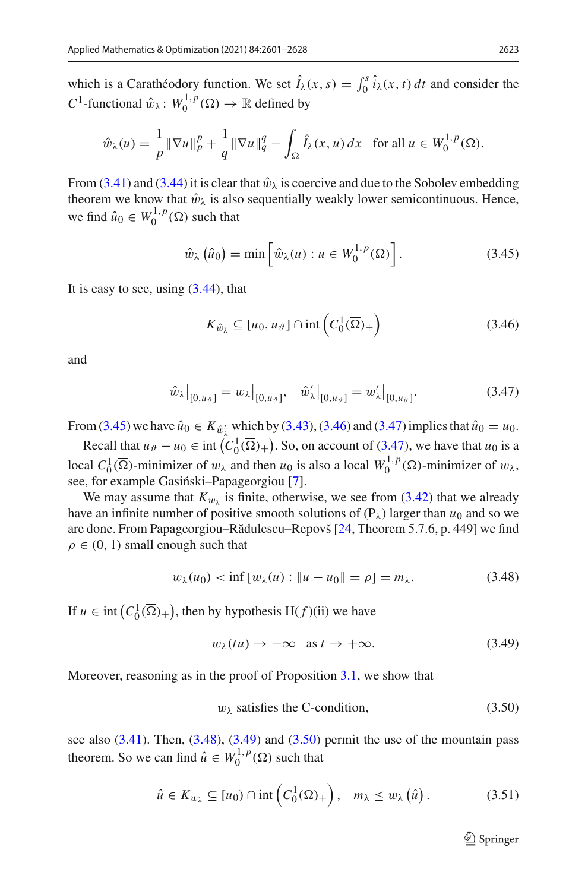which is a Carathéodory function. We set $\hat{I}_\lambda(x, s) = \int_0^s \hat{i}_\lambda(x, t)\,dt$ and consider the $C^1$-functional $\hat{w}_\lambda : W_0^{1,p}(\Omega) \to \mathbb{R}$ defined by

$$\hat{w}_\lambda(u) = \frac{1}{p}\|\nabla u\|_p^p + \frac{1}{q}\|\nabla u\|_q^q - \int_\Omega \hat{I}_\lambda(x, u)\,dx \quad \text{for all } u \in W_0^{1,p}(\Omega).$$

From (3.41) and (3.44) it is clear that $\hat{w}_\lambda$ is coercive and due to the Sobolev embedding theorem we know that $\hat{w}_\lambda$ is also sequentially weakly lower semicontinuous. Hence, we find $\hat{u}_0 \in W_0^{1,p}(\Omega)$ such that

$$\hat{w}_\lambda\left(\hat{u}_0\right) = \min\left[\hat{w}_\lambda(u) : u \in W_0^{1,p}(\Omega)\right]. \tag{3.45}$$

It is easy to see, using (3.44), that

$$K_{\hat{w}_\lambda} \subseteq [u_0, u_\vartheta] \cap \operatorname{int}\left(C_0^1(\overline{\Omega})_+\right) \tag{3.46}$$

and

$$\hat{w}_\lambda\big|_{[0,u_\vartheta]} = w_\lambda\big|_{[0,u_\vartheta]}, \quad \hat{w}_\lambda'\big|_{[0,u_\vartheta]} = w_\lambda'\big|_{[0,u_\vartheta]}. \tag{3.47}$$

From (3.45) we have $\hat{u}_0 \in K_{\hat{w}_\lambda'}$ which by (3.43), (3.46) and (3.47) implies that $\hat{u}_0 = u_0$.

Recall that $u_\vartheta - u_0 \in \operatorname{int}\left(C_0^1(\overline{\Omega})_+\right)$. So, on account of (3.47), we have that $u_0$ is a local $C_0^1(\overline{\Omega})$-minimizer of $w_\lambda$ and then $u_0$ is also a local $W_0^{1,p}(\Omega)$-minimizer of $w_\lambda$, see, for example Gasiński–Papageorgiou [7].

We may assume that $K_{w_\lambda}$ is finite, otherwise, we see from (3.42) that we already have an infinite number of positive smooth solutions of $(\mathrm{P}_\lambda)$ larger than $u_0$ and so we are done. From Papageorgiou–Rădulescu–Repovš [24, Theorem 5.7.6, p. 449] we find $\rho \in (0, 1)$ small enough such that

$$w_\lambda(u_0) < \inf\left[w_\lambda(u) : \|u - u_0\| = \rho\right] = m_\lambda. \tag{3.48}$$

If $u \in \operatorname{int}\left(C_0^1(\overline{\Omega})_+\right)$, then by hypothesis H$(f)$(ii) we have

$$w_\lambda(tu) \to -\infty \quad \text{as } t \to +\infty. \tag{3.49}$$

Moreover, reasoning as in the proof of Proposition 3.1, we show that

$$w_\lambda \text{ satisfies the C-condition,} \tag{3.50}$$

see also (3.41). Then, (3.48), (3.49) and (3.50) permit the use of the mountain pass theorem. So we can find $\hat{u} \in W_0^{1,p}(\Omega)$ such that

$$\hat{u} \in K_{w_\lambda} \subseteq [u_0) \cap \operatorname{int}\left(C_0^1(\overline{\Omega})_+\right), \quad m_\lambda \le w_\lambda\left(\hat{u}\right). \tag{3.51}$$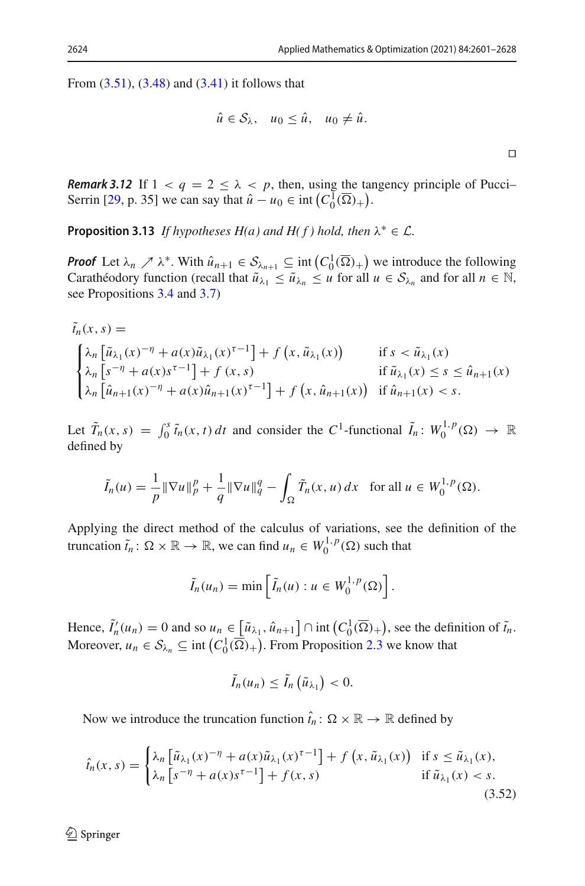From (3.51), (3.48) and (3.41) it follows that

$$\hat{u} \in \mathcal{S}_\lambda, \quad u_0 \leq \hat{u}, \quad u_0 \neq \hat{u}.$$

$\square$

***Remark 3.12*** If $1 < q = 2 \leq \lambda < p$, then, using the tangency principle of Pucci–Serrin [29, p. 35] we can say that $\hat{u} - u_0 \in \operatorname{int}\left(C_0^1(\overline{\Omega})_+\right)$.

**Proposition 3.13** *If hypotheses H(a) and H(f) hold, then* $\lambda^* \in \mathcal{L}$.

***Proof*** Let $\lambda_n \nearrow \lambda^*$. With $\hat{u}_{n+1} \in \mathcal{S}_{\lambda_{n+1}} \subseteq \operatorname{int}\left(C_0^1(\overline{\Omega})_+\right)$ we introduce the following Carathéodory function (recall that $\tilde{u}_{\lambda_1} \leq \tilde{u}_{\lambda_n} \leq u$ for all $u \in \mathcal{S}_{\lambda_n}$ and for all $n \in \mathbb{N}$, see Propositions 3.4 and 3.7)

$$\tilde{t}_n(x,s) = \begin{cases} \lambda_n\left[\tilde{u}_{\lambda_1}(x)^{-\eta} + a(x)\tilde{u}_{\lambda_1}(x)^{\tau-1}\right] + f\left(x, \tilde{u}_{\lambda_1}(x)\right) & \text{if } s < \tilde{u}_{\lambda_1}(x) \\ \lambda_n\left[s^{-\eta} + a(x)s^{\tau-1}\right] + f\left(x, s\right) & \text{if } \tilde{u}_{\lambda_1}(x) \leq s \leq \hat{u}_{n+1}(x) \\ \lambda_n\left[\hat{u}_{n+1}(x)^{-\eta} + a(x)\hat{u}_{n+1}(x)^{\tau-1}\right] + f\left(x, \hat{u}_{n+1}(x)\right) & \text{if } \hat{u}_{n+1}(x) < s. \end{cases}$$

Let $\tilde{T}_n(x,s) = \int_0^s \tilde{t}_n(x,t)\,dt$ and consider the $C^1$-functional $\tilde{I}_n\colon W_0^{1,p}(\Omega) \to \mathbb{R}$ defined by

$$\tilde{I}_n(u) = \frac{1}{p}\|\nabla u\|_p^p + \frac{1}{q}\|\nabla u\|_q^q - \int_\Omega \tilde{T}_n(x,u)\,dx \quad \text{for all } u \in W_0^{1,p}(\Omega).$$

Applying the direct method of the calculus of variations, see the definition of the truncation $\tilde{t}_n\colon \Omega \times \mathbb{R} \to \mathbb{R}$, we can find $u_n \in W_0^{1,p}(\Omega)$ such that

$$\tilde{I}_n(u_n) = \min\left[\tilde{I}_n(u) : u \in W_0^{1,p}(\Omega)\right].$$

Hence, $\tilde{I}_n'(u_n) = 0$ and so $u_n \in \left[\tilde{u}_{\lambda_1}, \hat{u}_{n+1}\right] \cap \operatorname{int}\left(C_0^1(\overline{\Omega})_+\right)$, see the definition of $\tilde{t}_n$. Moreover, $u_n \in \mathcal{S}_{\lambda_n} \subseteq \operatorname{int}\left(C_0^1(\overline{\Omega})_+\right)$. From Proposition 2.3 we know that

$$\tilde{I}_n(u_n) \leq \tilde{I}_n\left(\tilde{u}_{\lambda_1}\right) < 0.$$

Now we introduce the truncation function $\hat{t}_n\colon \Omega \times \mathbb{R} \to \mathbb{R}$ defined by

$$\hat{t}_n(x,s) = \begin{cases} \lambda_n\left[\tilde{u}_{\lambda_1}(x)^{-\eta} + a(x)\tilde{u}_{\lambda_1}(x)^{\tau-1}\right] + f\left(x, \tilde{u}_{\lambda_1}(x)\right) & \text{if } s \leq \tilde{u}_{\lambda_1}(x), \\ \lambda_n\left[s^{-\eta} + a(x)s^{\tau-1}\right] + f(x,s) & \text{if } \tilde{u}_{\lambda_1}(x) < s. \end{cases} \tag{3.52}$$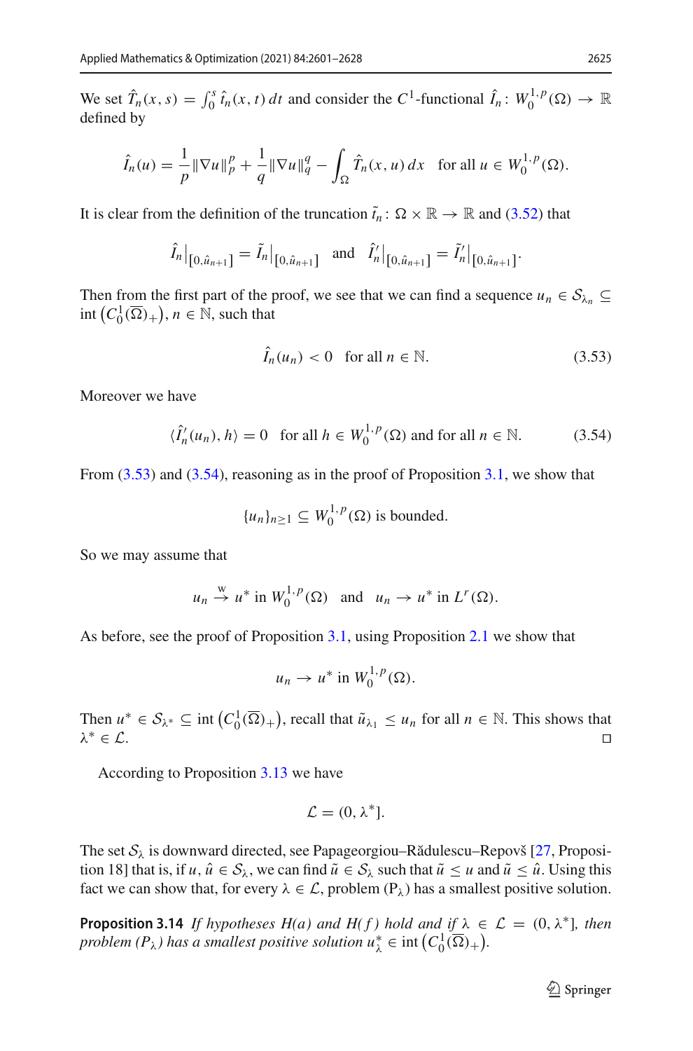We set $\hat{T}_n(x,s) = \int_0^s \hat{t}_n(x,t)\,dt$ and consider the $C^1$-functional $\hat{I}_n \colon W_0^{1,p}(\Omega) \to \mathbb{R}$ defined by

$$\hat{I}_n(u) = \frac{1}{p}\|\nabla u\|_p^p + \frac{1}{q}\|\nabla u\|_q^q - \int_\Omega \hat{T}_n(x,u)\,dx \quad \text{for all } u \in W_0^{1,p}(\Omega).$$

It is clear from the definition of the truncation $\tilde{t}_n \colon \Omega \times \mathbb{R} \to \mathbb{R}$ and (3.52) that

$$\hat{I}_n\big|_{[0,\hat{u}_{n+1}]} = \tilde{I}_n\big|_{[0,\hat{u}_{n+1}]} \quad \text{and} \quad \hat{I}_n'\big|_{[0,\hat{u}_{n+1}]} = \tilde{I}_n'\big|_{[0,\hat{u}_{n+1}]}.$$

Then from the first part of the proof, we see that we can find a sequence $u_n \in \mathcal{S}_{\lambda_n} \subseteq \operatorname{int}\left(C_0^1(\overline{\Omega})_+\right)$, $n \in \mathbb{N}$, such that

$$\hat{I}_n(u_n) < 0 \quad \text{for all } n \in \mathbb{N}. \tag{3.53}$$

Moreover we have

$$\langle \hat{I}_n'(u_n), h\rangle = 0 \quad \text{for all } h \in W_0^{1,p}(\Omega) \text{ and for all } n \in \mathbb{N}. \tag{3.54}$$

From (3.53) and (3.54), reasoning as in the proof of Proposition 3.1, we show that

$$\{u_n\}_{n\geq 1} \subseteq W_0^{1,p}(\Omega) \text{ is bounded.}$$

So we may assume that

$$u_n \overset{\mathrm{w}}{\to} u^* \text{ in } W_0^{1,p}(\Omega) \quad \text{and} \quad u_n \to u^* \text{ in } L^r(\Omega).$$

As before, see the proof of Proposition 3.1, using Proposition 2.1 we show that

$$u_n \to u^* \text{ in } W_0^{1,p}(\Omega).$$

Then $u^* \in \mathcal{S}_{\lambda^*} \subseteq \operatorname{int}\left(C_0^1(\overline{\Omega})_+\right)$, recall that $\tilde{u}_{\lambda_1} \leq u_n$ for all $n \in \mathbb{N}$. This shows that $\lambda^* \in \mathcal{L}$. □

According to Proposition 3.13 we have

$$\mathcal{L} = (0, \lambda^*].$$

The set $\mathcal{S}_\lambda$ is downward directed, see Papageorgiou–Rădulescu–Repovš [27, Proposition 18] that is, if $u, \hat{u} \in \mathcal{S}_\lambda$, we can find $\tilde{u} \in \mathcal{S}_\lambda$ such that $\tilde{u} \leq u$ and $\tilde{u} \leq \hat{u}$. Using this fact we can show that, for every $\lambda \in \mathcal{L}$, problem (P$_\lambda$) has a smallest positive solution.

**Proposition 3.14** *If hypotheses H(a) and H(f) hold and if $\lambda \in \mathcal{L} = (0, \lambda^*]$, then problem (P$_\lambda$) has a smallest positive solution $u_\lambda^* \in \operatorname{int}\left(C_0^1(\overline{\Omega})_+\right)$.*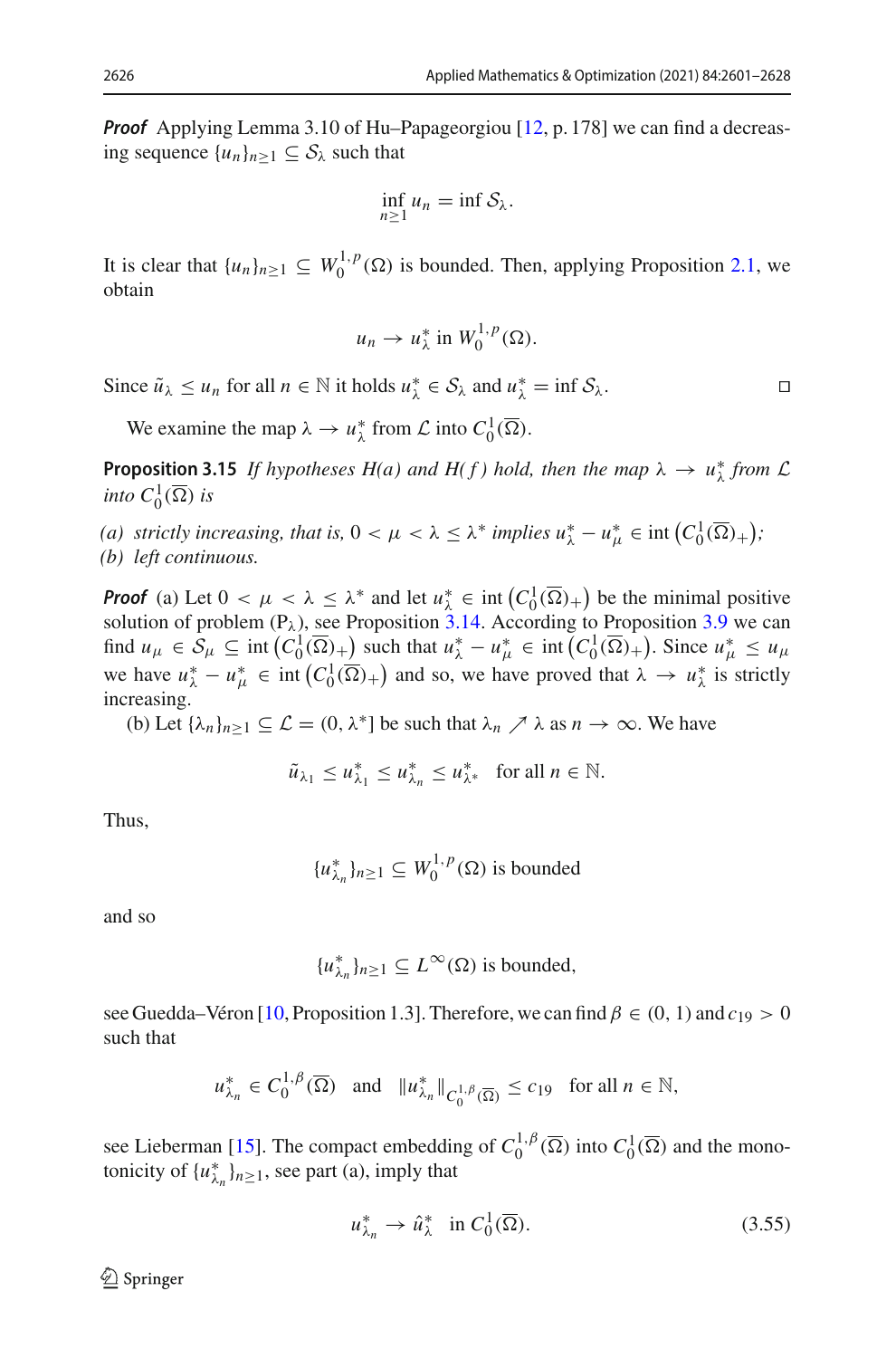***Proof*** Applying Lemma 3.10 of Hu–Papageorgiou [12, p. 178] we can find a decreasing sequence $\{u_n\}_{n\geq 1} \subseteq \mathcal{S}_\lambda$ such that

$$\inf_{n\geq 1} u_n = \inf \mathcal{S}_\lambda.$$

It is clear that $\{u_n\}_{n\geq 1} \subseteq W_0^{1,p}(\Omega)$ is bounded. Then, applying Proposition 2.1, we obtain

$$u_n \to u_\lambda^* \text{ in } W_0^{1,p}(\Omega).$$

Since $\tilde{u}_\lambda \leq u_n$ for all $n \in \mathbb{N}$ it holds $u_\lambda^* \in \mathcal{S}_\lambda$ and $u_\lambda^* = \inf \mathcal{S}_\lambda$. □

We examine the map $\lambda \to u_\lambda^*$ from $\mathcal{L}$ into $C_0^1(\overline{\Omega})$.

**Proposition 3.15** *If hypotheses H(a) and H(f) hold, then the map $\lambda \to u_\lambda^*$ from $\mathcal{L}$ into $C_0^1(\overline{\Omega})$ is*

*(a) strictly increasing, that is, $0 < \mu < \lambda \leq \lambda^*$ implies $u_\lambda^* - u_\mu^* \in \operatorname{int}\left(C_0^1(\overline{\Omega})_+\right)$;*
*(b) left continuous.*

***Proof*** (a) Let $0 < \mu < \lambda \leq \lambda^*$ and let $u_\lambda^* \in \operatorname{int}\left(C_0^1(\overline{\Omega})_+\right)$ be the minimal positive solution of problem $(\mathrm{P}_\lambda)$, see Proposition 3.14. According to Proposition 3.9 we can find $u_\mu \in \mathcal{S}_\mu \subseteq \operatorname{int}\left(C_0^1(\overline{\Omega})_+\right)$ such that $u_\lambda^* - u_\mu^* \in \operatorname{int}\left(C_0^1(\overline{\Omega})_+\right)$. Since $u_\mu^* \leq u_\mu$ we have $u_\lambda^* - u_\mu^* \in \operatorname{int}\left(C_0^1(\overline{\Omega})_+\right)$ and so, we have proved that $\lambda \to u_\lambda^*$ is strictly increasing.

(b) Let $\{\lambda_n\}_{n\geq 1} \subseteq \mathcal{L} = (0, \lambda^*]$ be such that $\lambda_n \nearrow \lambda$ as $n \to \infty$. We have

$$\tilde{u}_{\lambda_1} \leq u_{\lambda_1}^* \leq u_{\lambda_n}^* \leq u_{\lambda^*}^* \quad \text{for all } n \in \mathbb{N}.$$

Thus,

$$\{u_{\lambda_n}^*\}_{n\geq 1} \subseteq W_0^{1,p}(\Omega) \text{ is bounded}$$

and so

$$\{u_{\lambda_n}^*\}_{n\geq 1} \subseteq L^\infty(\Omega) \text{ is bounded,}$$

see Guedda–Véron [10, Proposition 1.3]. Therefore, we can find $\beta \in (0, 1)$ and $c_{19} > 0$ such that

$$u_{\lambda_n}^* \in C_0^{1,\beta}(\overline{\Omega}) \quad \text{and} \quad \|u_{\lambda_n}^*\|_{C_0^{1,\beta}(\overline{\Omega})} \leq c_{19} \quad \text{for all } n \in \mathbb{N},$$

see Lieberman [15]. The compact embedding of $C_0^{1,\beta}(\overline{\Omega})$ into $C_0^1(\overline{\Omega})$ and the monotonicity of $\{u_{\lambda_n}^*\}_{n\geq 1}$, see part (a), imply that

$$u_{\lambda_n}^* \to \hat{u}_\lambda^* \quad \text{in } C_0^1(\overline{\Omega}). \tag{3.55}$$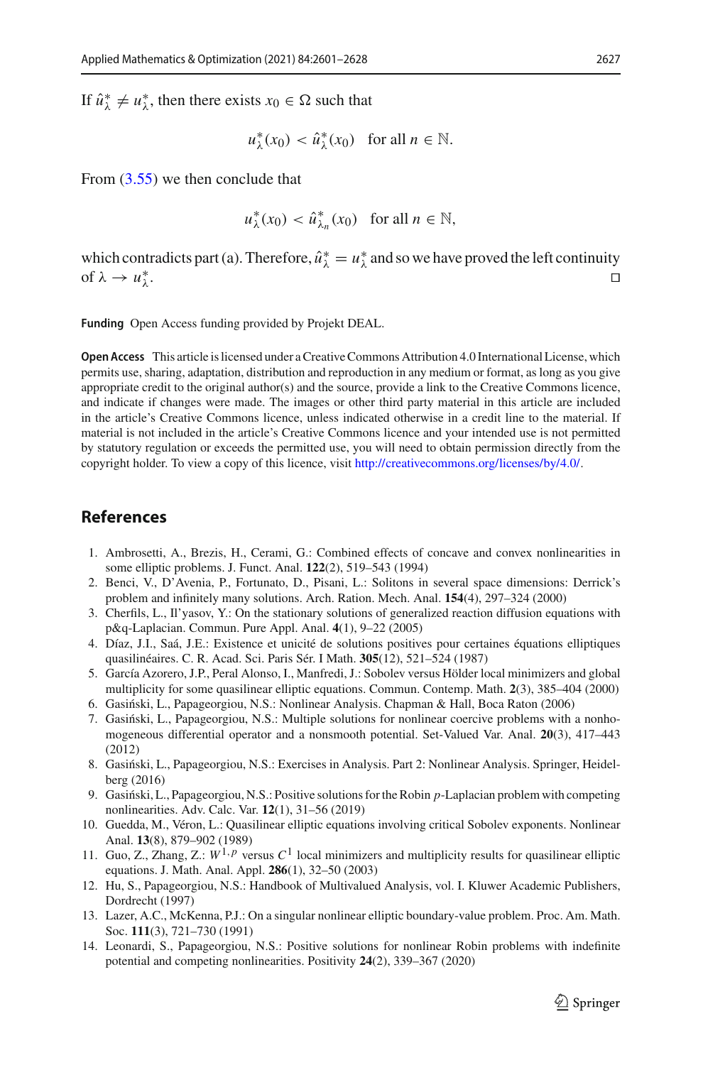If $\hat{u}_\lambda^* \neq u_\lambda^*$, then there exists $x_0 \in \Omega$ such that

$$u_\lambda^*(x_0) < \hat{u}_\lambda^*(x_0) \quad \text{for all } n \in \mathbb{N}.$$

From (3.55) we then conclude that

$$u_\lambda^*(x_0) < \hat{u}_{\lambda_n}^*(x_0) \quad \text{for all } n \in \mathbb{N},$$

which contradicts part (a). Therefore, $\hat{u}_\lambda^* = u_\lambda^*$ and so we have proved the left continuity of $\lambda \to u_\lambda^*$. □

**Funding** Open Access funding provided by Projekt DEAL.

**Open Access** This article is licensed under a Creative Commons Attribution 4.0 International License, which permits use, sharing, adaptation, distribution and reproduction in any medium or format, as long as you give appropriate credit to the original author(s) and the source, provide a link to the Creative Commons licence, and indicate if changes were made. The images or other third party material in this article are included in the article's Creative Commons licence, unless indicated otherwise in a credit line to the material. If material is not included in the article's Creative Commons licence and your intended use is not permitted by statutory regulation or exceeds the permitted use, you will need to obtain permission directly from the copyright holder. To view a copy of this licence, visit http://creativecommons.org/licenses/by/4.0/.

## References

1. Ambrosetti, A., Brezis, H., Cerami, G.: Combined effects of concave and convex nonlinearities in some elliptic problems. J. Funct. Anal. **122**(2), 519–543 (1994)
2. Benci, V., D'Avenia, P., Fortunato, D., Pisani, L.: Solitons in several space dimensions: Derrick's problem and infinitely many solutions. Arch. Ration. Mech. Anal. **154**(4), 297–324 (2000)
3. Cherfils, L., Il'yasov, Y.: On the stationary solutions of generalized reaction diffusion equations with p&q-Laplacian. Commun. Pure Appl. Anal. **4**(1), 9–22 (2005)
4. Díaz, J.I., Saá, J.E.: Existence et unicité de solutions positives pour certaines équations elliptiques quasilinéaires. C. R. Acad. Sci. Paris Sér. I Math. **305**(12), 521–524 (1987)
5. García Azorero, J.P., Peral Alonso, I., Manfredi, J.: Sobolev versus Hölder local minimizers and global multiplicity for some quasilinear elliptic equations. Commun. Contemp. Math. **2**(3), 385–404 (2000)
6. Gasiński, L., Papageorgiou, N.S.: Nonlinear Analysis. Chapman & Hall, Boca Raton (2006)
7. Gasiński, L., Papageorgiou, N.S.: Multiple solutions for nonlinear coercive problems with a nonhomogeneous differential operator and a nonsmooth potential. Set-Valued Var. Anal. **20**(3), 417–443 (2012)
8. Gasiński, L., Papageorgiou, N.S.: Exercises in Analysis. Part 2: Nonlinear Analysis. Springer, Heidelberg (2016)
9. Gasiński, L., Papageorgiou, N.S.: Positive solutions for the Robin $p$-Laplacian problem with competing nonlinearities. Adv. Calc. Var. **12**(1), 31–56 (2019)
10. Guedda, M., Véron, L.: Quasilinear elliptic equations involving critical Sobolev exponents. Nonlinear Anal. **13**(8), 879–902 (1989)
11. Guo, Z., Zhang, Z.: $W^{1,p}$ versus $C^1$ local minimizers and multiplicity results for quasilinear elliptic equations. J. Math. Anal. Appl. **286**(1), 32–50 (2003)
12. Hu, S., Papageorgiou, N.S.: Handbook of Multivalued Analysis, vol. I. Kluwer Academic Publishers, Dordrecht (1997)
13. Lazer, A.C., McKenna, P.J.: On a singular nonlinear elliptic boundary-value problem. Proc. Am. Math. Soc. **111**(3), 721–730 (1991)
14. Leonardi, S., Papageorgiou, N.S.: Positive solutions for nonlinear Robin problems with indefinite potential and competing nonlinearities. Positivity **24**(2), 339–367 (2020)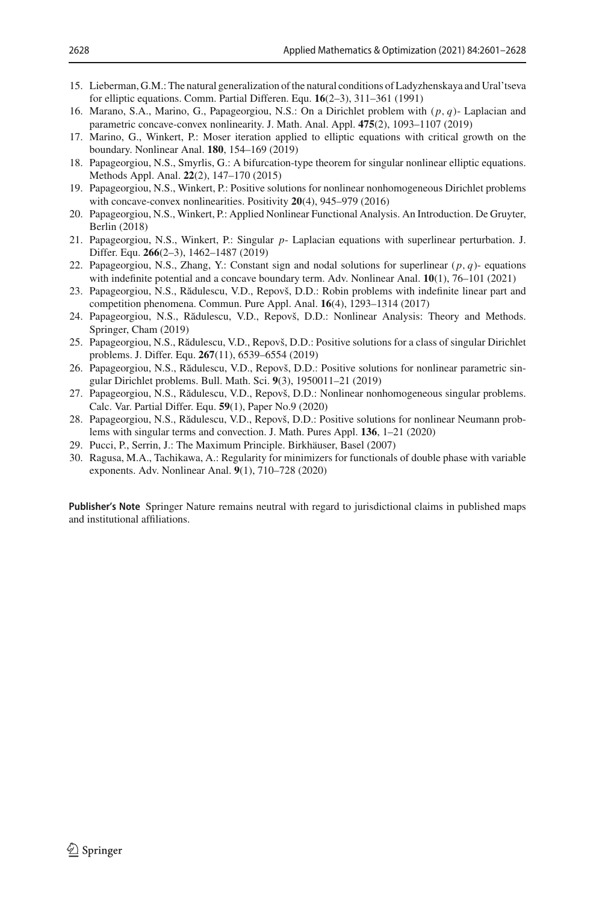15. Lieberman, G.M.: The natural generalization of the natural conditions of Ladyzhenskaya and Ural'tseva for elliptic equations. Comm. Partial Differen. Equ. **16**(2–3), 311–361 (1991)
16. Marano, S.A., Marino, G., Papageorgiou, N.S.: On a Dirichlet problem with $(p, q)$- Laplacian and parametric concave-convex nonlinearity. J. Math. Anal. Appl. **475**(2), 1093–1107 (2019)
17. Marino, G., Winkert, P.: Moser iteration applied to elliptic equations with critical growth on the boundary. Nonlinear Anal. **180**, 154–169 (2019)
18. Papageorgiou, N.S., Smyrlis, G.: A bifurcation-type theorem for singular nonlinear elliptic equations. Methods Appl. Anal. **22**(2), 147–170 (2015)
19. Papageorgiou, N.S., Winkert, P.: Positive solutions for nonlinear nonhomogeneous Dirichlet problems with concave-convex nonlinearities. Positivity **20**(4), 945–979 (2016)
20. Papageorgiou, N.S., Winkert, P.: Applied Nonlinear Functional Analysis. An Introduction. De Gruyter, Berlin (2018)
21. Papageorgiou, N.S., Winkert, P.: Singular $p$- Laplacian equations with superlinear perturbation. J. Differ. Equ. **266**(2–3), 1462–1487 (2019)
22. Papageorgiou, N.S., Zhang, Y.: Constant sign and nodal solutions for superlinear $(p, q)$- equations with indefinite potential and a concave boundary term. Adv. Nonlinear Anal. **10**(1), 76–101 (2021)
23. Papageorgiou, N.S., Rădulescu, V.D., Repovš, D.D.: Robin problems with indefinite linear part and competition phenomena. Commun. Pure Appl. Anal. **16**(4), 1293–1314 (2017)
24. Papageorgiou, N.S., Rădulescu, V.D., Repovš, D.D.: Nonlinear Analysis: Theory and Methods. Springer, Cham (2019)
25. Papageorgiou, N.S., Rădulescu, V.D., Repovš, D.D.: Positive solutions for a class of singular Dirichlet problems. J. Differ. Equ. **267**(11), 6539–6554 (2019)
26. Papageorgiou, N.S., Rădulescu, V.D., Repovš, D.D.: Positive solutions for nonlinear parametric singular Dirichlet problems. Bull. Math. Sci. **9**(3), 1950011–21 (2019)
27. Papageorgiou, N.S., Rădulescu, V.D., Repovš, D.D.: Nonlinear nonhomogeneous singular problems. Calc. Var. Partial Differ. Equ. **59**(1), Paper No.9 (2020)
28. Papageorgiou, N.S., Rădulescu, V.D., Repovš, D.D.: Positive solutions for nonlinear Neumann problems with singular terms and convection. J. Math. Pures Appl. **136**, 1–21 (2020)
29. Pucci, P., Serrin, J.: The Maximum Principle. Birkhäuser, Basel (2007)
30. Ragusa, M.A., Tachikawa, A.: Regularity for minimizers for functionals of double phase with variable exponents. Adv. Nonlinear Anal. **9**(1), 710–728 (2020)

**Publisher's Note** Springer Nature remains neutral with regard to jurisdictional claims in published maps and institutional affiliations.